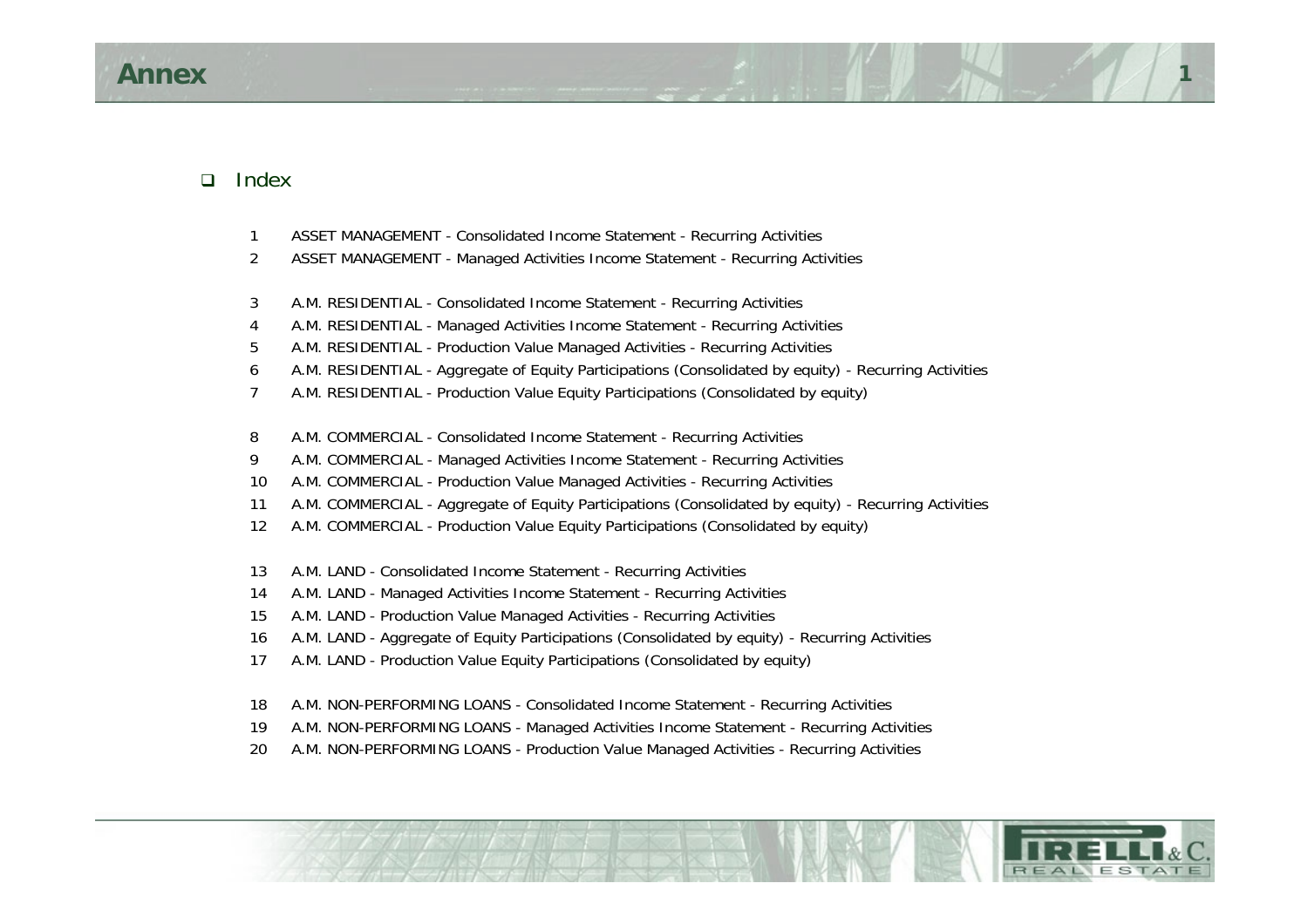# Annex

## Index

1 ASSET MANAGEMENT - Consolidated Income Statement - Recurring Activities
2 ASSET MANAGEMENT - Managed Activities Income Statement - Recurring Activities

3 A.M. RESIDENTIAL - Consolidated Income Statement - Recurring Activities
4 A.M. RESIDENTIAL - Managed Activities Income Statement - Recurring Activities
5 A.M. RESIDENTIAL - Production Value Managed Activities - Recurring Activities
6 A.M. RESIDENTIAL - Aggregate of Equity Participations (Consolidated by equity) - Recurring Activities
7 A.M. RESIDENTIAL - Production Value Equity Participations (Consolidated by equity)

8 A.M. COMMERCIAL - Consolidated Income Statement - Recurring Activities
9 A.M. COMMERCIAL - Managed Activities Income Statement - Recurring Activities
10 A.M. COMMERCIAL - Production Value Managed Activities - Recurring Activities
11 A.M. COMMERCIAL - Aggregate of Equity Participations (Consolidated by equity) - Recurring Activities
12 A.M. COMMERCIAL - Production Value Equity Participations (Consolidated by equity)

13 A.M. LAND - Consolidated Income Statement - Recurring Activities
14 A.M. LAND - Managed Activities Income Statement - Recurring Activities
15 A.M. LAND - Production Value Managed Activities - Recurring Activities
16 A.M. LAND - Aggregate of Equity Participations (Consolidated by equity) - Recurring Activities
17 A.M. LAND - Production Value Equity Participations (Consolidated by equity)

18 A.M. NON-PERFORMING LOANS - Consolidated Income Statement - Recurring Activities
19 A.M. NON-PERFORMING LOANS - Managed Activities Income Statement - Recurring Activities
20 A.M. NON-PERFORMING LOANS - Production Value Managed Activities - Recurring Activities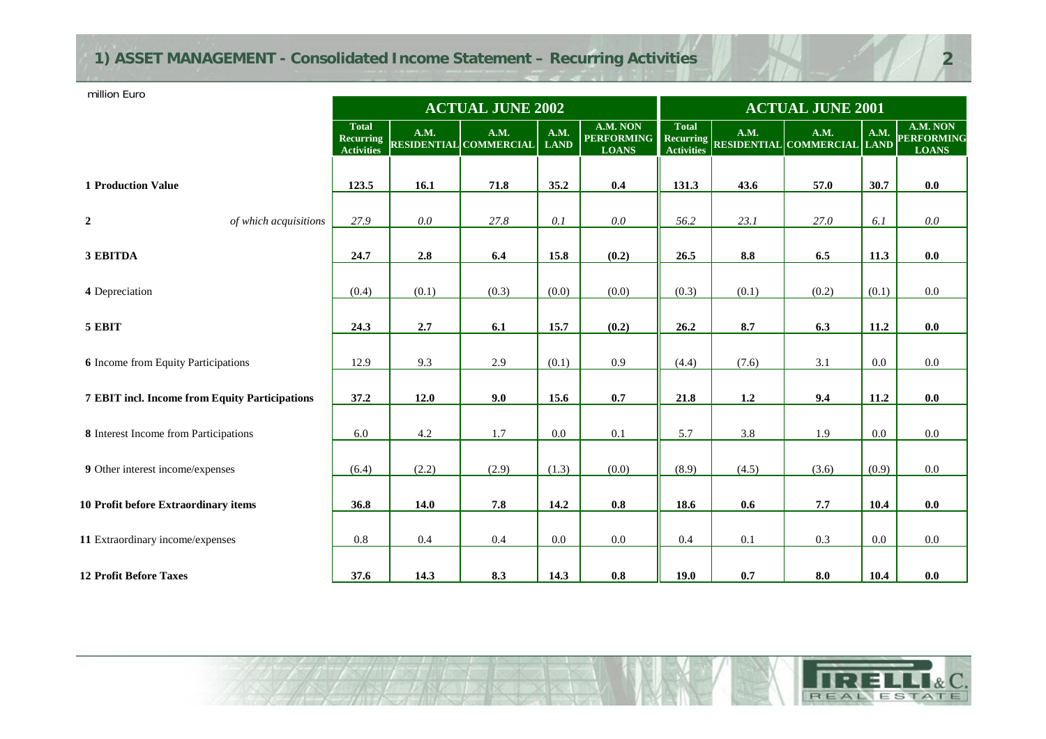## 1) ASSET MANAGEMENT - Consolidated Income Statement – Recurring Activities

million Euro

| | ACTUAL JUNE 2002 | | | | | ACTUAL JUNE 2001 | | | | |
|---|---|---|---|---|---|---|---|---|---|---|
| | Total Recurring Activities | A.M. RESIDENTIAL | A.M. COMMERCIAL | A.M. LAND | A.M. NON PERFORMING LOANS | Total Recurring Activities | A.M. RESIDENTIAL | A.M. COMMERCIAL | A.M. LAND | A.M. NON PERFORMING LOANS |
| **1 Production Value** | **123.5** | **16.1** | **71.8** | **35.2** | **0.4** | **131.3** | **43.6** | **57.0** | **30.7** | **0.0** |
| **2** *of which acquisitions* | *27.9* | *0.0* | *27.8* | *0.1* | *0.0* | *56.2* | *23.1* | *27.0* | *6.1* | *0.0* |
| **3 EBITDA** | **24.7** | **2.8** | **6.4** | **15.8** | **(0.2)** | **26.5** | **8.8** | **6.5** | **11.3** | **0.0** |
| **4** Depreciation | (0.4) | (0.1) | (0.3) | (0.0) | (0.0) | (0.3) | (0.1) | (0.2) | (0.1) | 0.0 |
| **5 EBIT** | **24.3** | **2.7** | **6.1** | **15.7** | **(0.2)** | **26.2** | **8.7** | **6.3** | **11.2** | **0.0** |
| **6** Income from Equity Participations | 12.9 | 9.3 | 2.9 | (0.1) | 0.9 | (4.4) | (7.6) | 3.1 | 0.0 | 0.0 |
| **7 EBIT incl. Income from Equity Participations** | **37.2** | **12.0** | **9.0** | **15.6** | **0.7** | **21.8** | **1.2** | **9.4** | **11.2** | **0.0** |
| **8** Interest Income from Participations | 6.0 | 4.2 | 1.7 | 0.0 | 0.1 | 5.7 | 3.8 | 1.9 | 0.0 | 0.0 |
| **9** Other interest income/expenses | (6.4) | (2.2) | (2.9) | (1.3) | (0.0) | (8.9) | (4.5) | (3.6) | (0.9) | 0.0 |
| **10 Profit before Extraordinary items** | **36.8** | **14.0** | **7.8** | **14.2** | **0.8** | **18.6** | **0.6** | **7.7** | **10.4** | **0.0** |
| **11** Extraordinary income/expenses | 0.8 | 0.4 | 0.4 | 0.0 | 0.0 | 0.4 | 0.1 | 0.3 | 0.0 | 0.0 |
| **12 Profit Before Taxes** | **37.6** | **14.3** | **8.3** | **14.3** | **0.8** | **19.0** | **0.7** | **8.0** | **10.4** | **0.0** |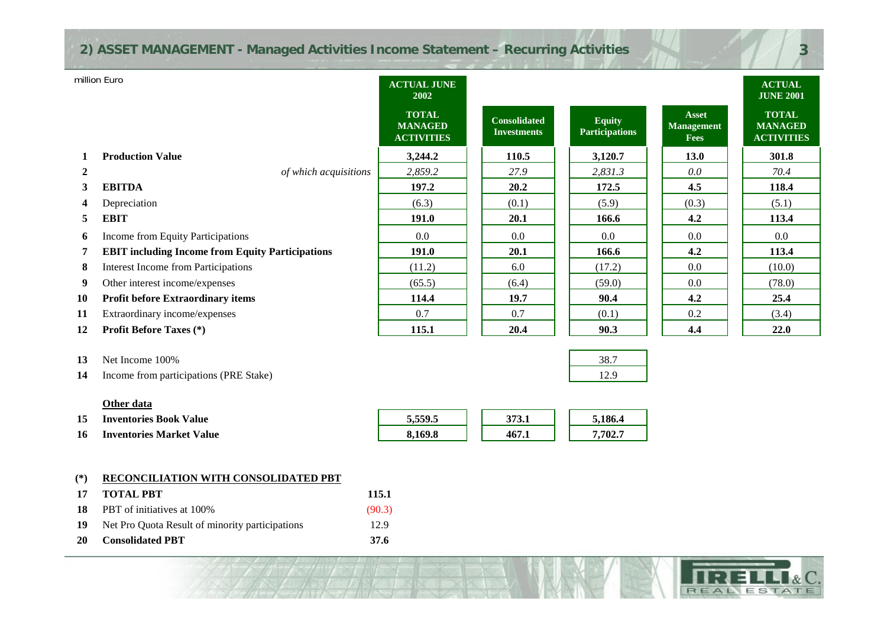## 2) ASSET MANAGEMENT - Managed Activities Income Statement – Recurring Activities

million Euro

| | | ACTUAL JUNE 2002 | | | | ACTUAL JUNE 2001 |
|---|---|---|---|---|---|---|
| | | TOTAL MANAGED ACTIVITIES | Consolidated Investments | Equity Participations | Asset Management Fees | TOTAL MANAGED ACTIVITIES |
| 1 | **Production Value** | **3,244.2** | **110.5** | **3,120.7** | **13.0** | **301.8** |
| 2 | *of which acquisitions* | *2,859.2* | *27.9* | *2,831.3* | *0.0* | *70.4* |
| 3 | **EBITDA** | **197.2** | **20.2** | **172.5** | **4.5** | **118.4** |
| 4 | Depreciation | (6.3) | (0.1) | (5.9) | (0.3) | (5.1) |
| 5 | **EBIT** | **191.0** | **20.1** | **166.6** | **4.2** | **113.4** |
| 6 | Income from Equity Participations | 0.0 | 0.0 | 0.0 | 0.0 | 0.0 |
| 7 | **EBIT including Income from Equity Participations** | **191.0** | **20.1** | **166.6** | **4.2** | **113.4** |
| 8 | Interest Income from Participations | (11.2) | 6.0 | (17.2) | 0.0 | (10.0) |
| 9 | Other interest income/expenses | (65.5) | (6.4) | (59.0) | 0.0 | (78.0) |
| 10 | **Profit before Extraordinary items** | **114.4** | **19.7** | **90.4** | **4.2** | **25.4** |
| 11 | Extraordinary income/expenses | 0.7 | 0.7 | (0.1) | 0.2 | (3.4) |
| 12 | **Profit Before Taxes (*)** | **115.1** | **20.4** | **90.3** | **4.4** | **22.0** |
| 13 | Net Income 100% | | | 38.7 | | |
| 14 | Income from participations (PRE Stake) | | | 12.9 | | |
| | **Other data** | | | | | |
| 15 | **Inventories Book Value** | **5,559.5** | **373.1** | **5,186.4** | | |
| 16 | **Inventories Market Value** | **8,169.8** | **467.1** | **7,702.7** | | |

| (*) | **RECONCILIATION WITH CONSOLIDATED PBT** | |
|---|---|---|
| 17 | **TOTAL PBT** | **115.1** |
| 18 | PBT of initiatives at 100% | (90.3) |
| 19 | Net Pro Quota Result of minority participations | 12.9 |
| 20 | **Consolidated PBT** | **37.6** |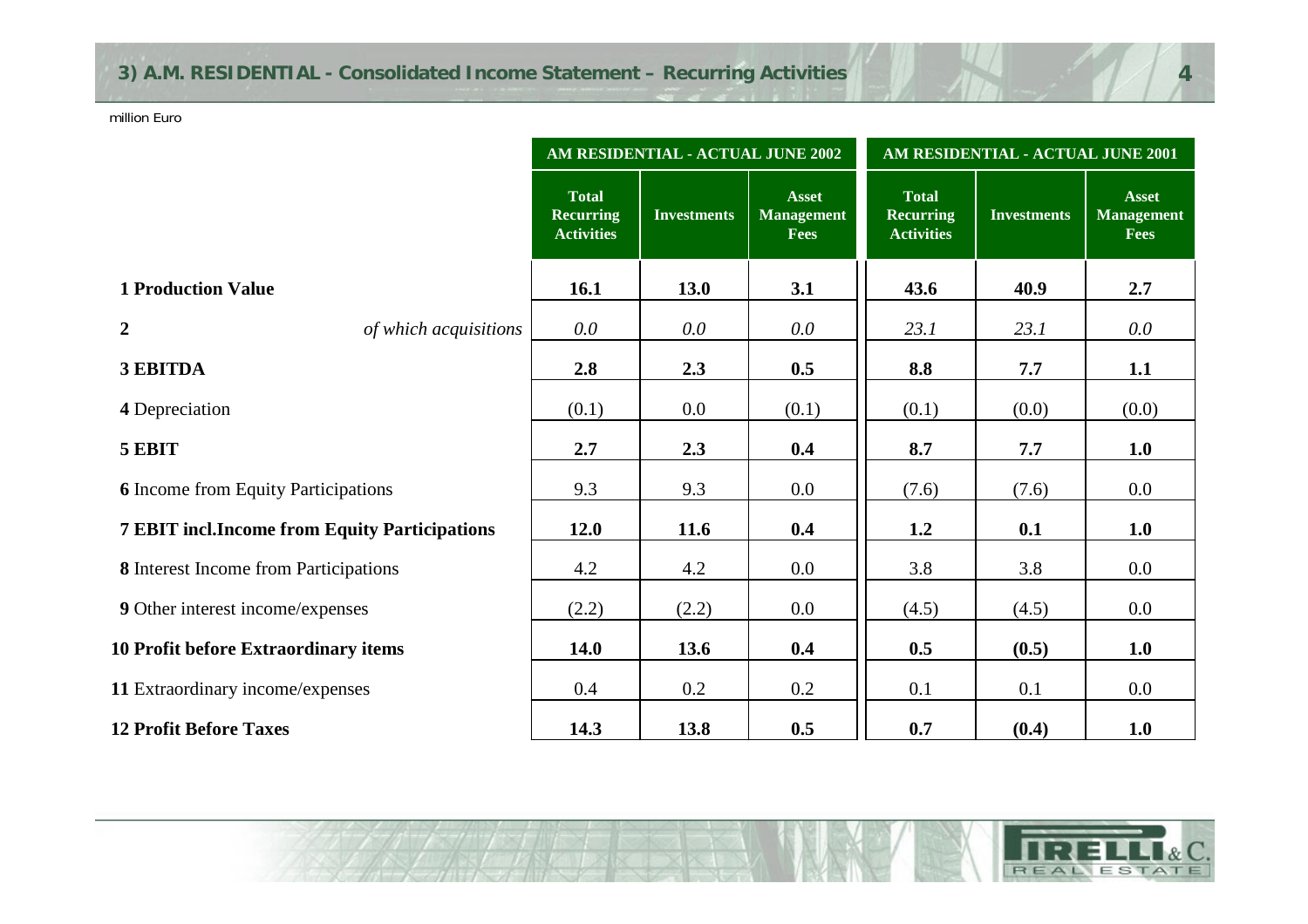# 3) A.M. RESIDENTIAL - Consolidated Income Statement – Recurring Activities

million Euro

| | AM RESIDENTIAL - ACTUAL JUNE 2002 | | | AM RESIDENTIAL - ACTUAL JUNE 2001 | | |
|---|---|---|---|---|---|---|
| | **Total Recurring Activities** | **Investments** | **Asset Management Fees** | **Total Recurring Activities** | **Investments** | **Asset Management Fees** |
| **1 Production Value** | **16.1** | **13.0** | **3.1** | **43.6** | **40.9** | **2.7** |
| **2** *of which acquisitions* | *0.0* | *0.0* | *0.0* | *23.1* | *23.1* | *0.0* |
| **3 EBITDA** | **2.8** | **2.3** | **0.5** | **8.8** | **7.7** | **1.1** |
| **4** Depreciation | (0.1) | 0.0 | (0.1) | (0.1) | (0.0) | (0.0) |
| **5 EBIT** | **2.7** | **2.3** | **0.4** | **8.7** | **7.7** | **1.0** |
| **6** Income from Equity Participations | 9.3 | 9.3 | 0.0 | (7.6) | (7.6) | 0.0 |
| **7 EBIT incl.Income from Equity Participations** | **12.0** | **11.6** | **0.4** | **1.2** | **0.1** | **1.0** |
| **8** Interest Income from Participations | 4.2 | 4.2 | 0.0 | 3.8 | 3.8 | 0.0 |
| **9** Other interest income/expenses | (2.2) | (2.2) | 0.0 | (4.5) | (4.5) | 0.0 |
| **10 Profit before Extraordinary items** | **14.0** | **13.6** | **0.4** | **0.5** | **(0.5)** | **1.0** |
| **11** Extraordinary income/expenses | 0.4 | 0.2 | 0.2 | 0.1 | 0.1 | 0.0 |
| **12 Profit Before Taxes** | **14.3** | **13.8** | **0.5** | **0.7** | **(0.4)** | **1.0** |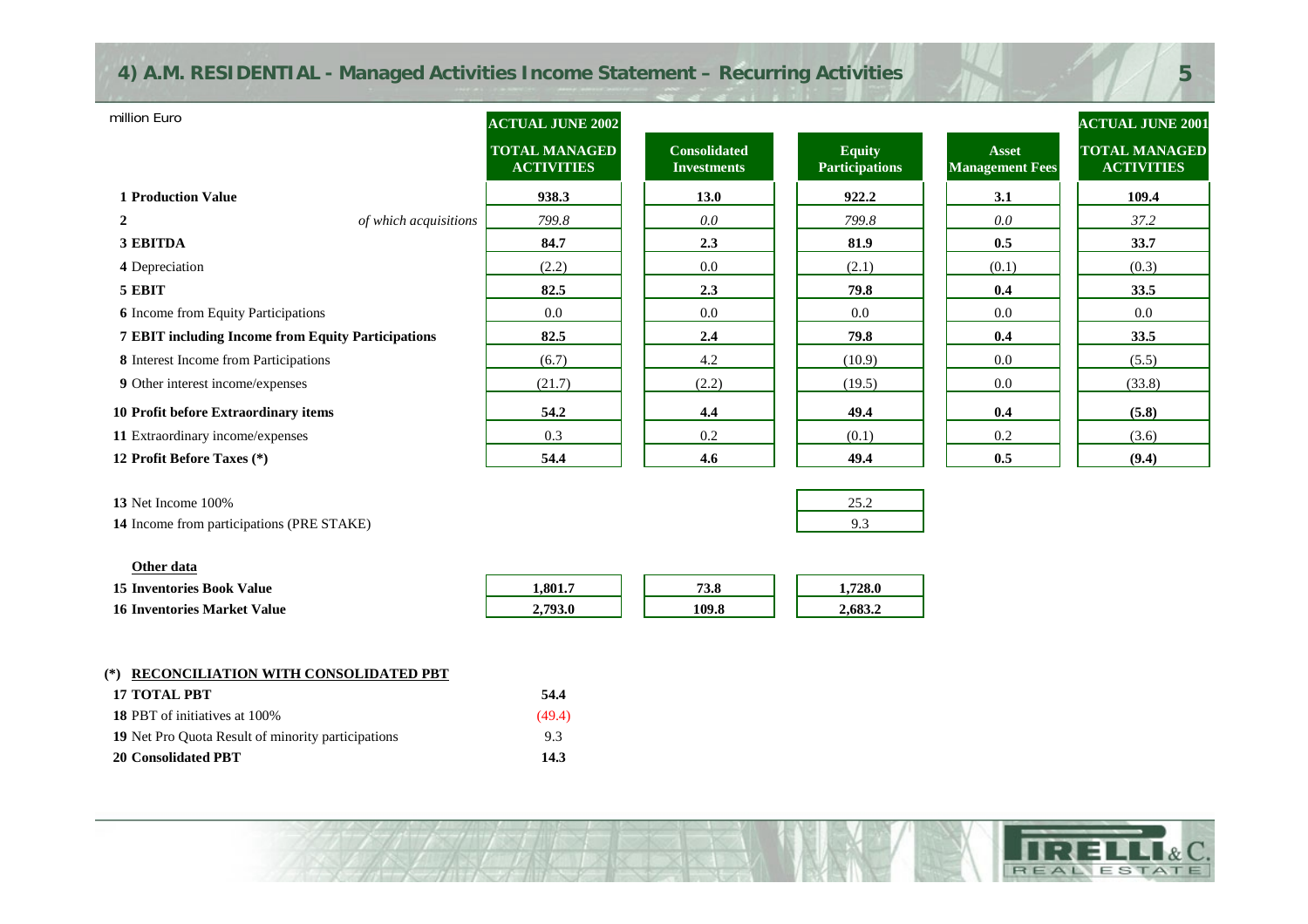# 4) A.M. RESIDENTIAL - Managed Activities Income Statement – Recurring Activities

million Euro

| | ACTUAL JUNE 2002 TOTAL MANAGED ACTIVITIES | Consolidated Investments | Equity Participations | Asset Management Fees | ACTUAL JUNE 2001 TOTAL MANAGED ACTIVITIES |
|---|---|---|---|---|---|
| **1 Production Value** | **938.3** | **13.0** | **922.2** | **3.1** | **109.4** |
| 2 *of which acquisitions* | *799.8* | *0.0* | *799.8* | *0.0* | *37.2* |
| **3 EBITDA** | **84.7** | **2.3** | **81.9** | **0.5** | **33.7** |
| 4 Depreciation | (2.2) | 0.0 | (2.1) | (0.1) | (0.3) |
| **5 EBIT** | **82.5** | **2.3** | **79.8** | **0.4** | **33.5** |
| 6 Income from Equity Participations | 0.0 | 0.0 | 0.0 | 0.0 | 0.0 |
| **7 EBIT including Income from Equity Participations** | **82.5** | **2.4** | **79.8** | **0.4** | **33.5** |
| 8 Interest Income from Participations | (6.7) | 4.2 | (10.9) | 0.0 | (5.5) |
| 9 Other interest income/expenses | (21.7) | (2.2) | (19.5) | 0.0 | (33.8) |
| **10 Profit before Extraordinary items** | **54.2** | **4.4** | **49.4** | **0.4** | **(5.8)** |
| 11 Extraordinary income/expenses | 0.3 | 0.2 | (0.1) | 0.2 | (3.6) |
| **12 Profit Before Taxes (*)** | **54.4** | **4.6** | **49.4** | **0.5** | **(9.4)** |
| 13 Net Income 100% | | | 25.2 | | |
| 14 Income from participations (PRE STAKE) | | | 9.3 | | |
| **Other data** | | | | | |
| **15 Inventories Book Value** | **1,801.7** | **73.8** | **1,728.0** | | |
| **16 Inventories Market Value** | **2,793.0** | **109.8** | **2,683.2** | | |

**(*) RECONCILIATION WITH CONSOLIDATED PBT**

| | |
|---|---|
| **17 TOTAL PBT** | **54.4** |
| 18 PBT of initiatives at 100% | (49.4) |
| 19 Net Pro Quota Result of minority participations | 9.3 |
| **20 Consolidated PBT** | **14.3** |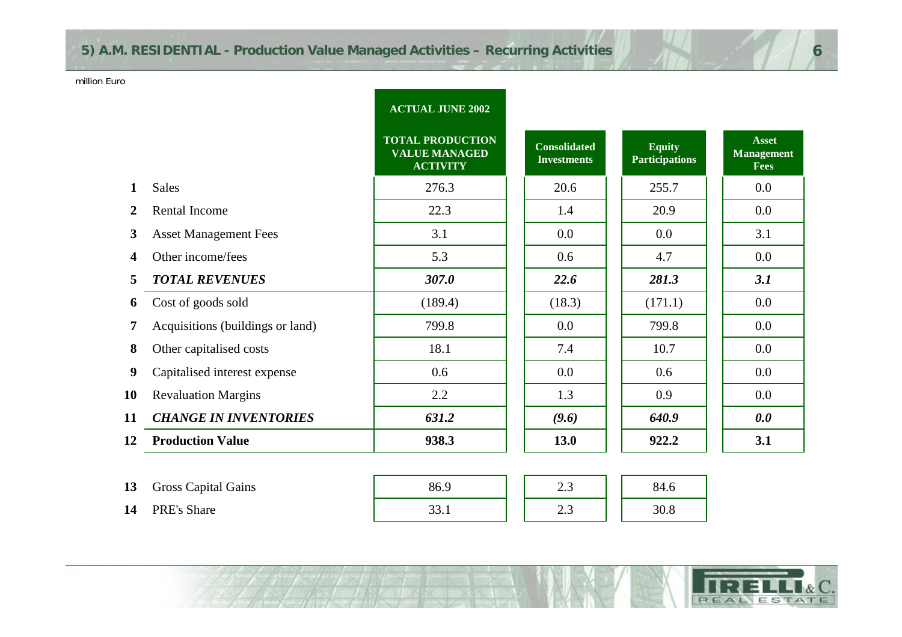## 5) A.M. RESIDENTIAL - Production Value Managed Activities – Recurring Activities

million Euro

| | | ACTUAL JUNE 2002 | | | |
|---|---|---|---|---|---|
| | | **TOTAL PRODUCTION VALUE MANAGED ACTIVITY** | **Consolidated Investments** | **Equity Participations** | **Asset Management Fees** |
| 1 | Sales | 276.3 | 20.6 | 255.7 | 0.0 |
| 2 | Rental Income | 22.3 | 1.4 | 20.9 | 0.0 |
| 3 | Asset Management Fees | 3.1 | 0.0 | 0.0 | 3.1 |
| 4 | Other income/fees | 5.3 | 0.6 | 4.7 | 0.0 |
| 5 | ***TOTAL REVENUES*** | ***307.0*** | ***22.6*** | ***281.3*** | ***3.1*** |
| 6 | Cost of goods sold | (189.4) | (18.3) | (171.1) | 0.0 |
| 7 | Acquisitions (buildings or land) | 799.8 | 0.0 | 799.8 | 0.0 |
| 8 | Other capitalised costs | 18.1 | 7.4 | 10.7 | 0.0 |
| 9 | Capitalised interest expense | 0.6 | 0.0 | 0.6 | 0.0 |
| 10 | Revaluation Margins | 2.2 | 1.3 | 0.9 | 0.0 |
| 11 | ***CHANGE IN INVENTORIES*** | ***631.2*** | ***(9.6)*** | ***640.9*** | ***0.0*** |
| 12 | **Production Value** | **938.3** | **13.0** | **922.2** | **3.1** |
| 13 | Gross Capital Gains | 86.9 | 2.3 | 84.6 | |
| 14 | PRE's Share | 33.1 | 2.3 | 30.8 | |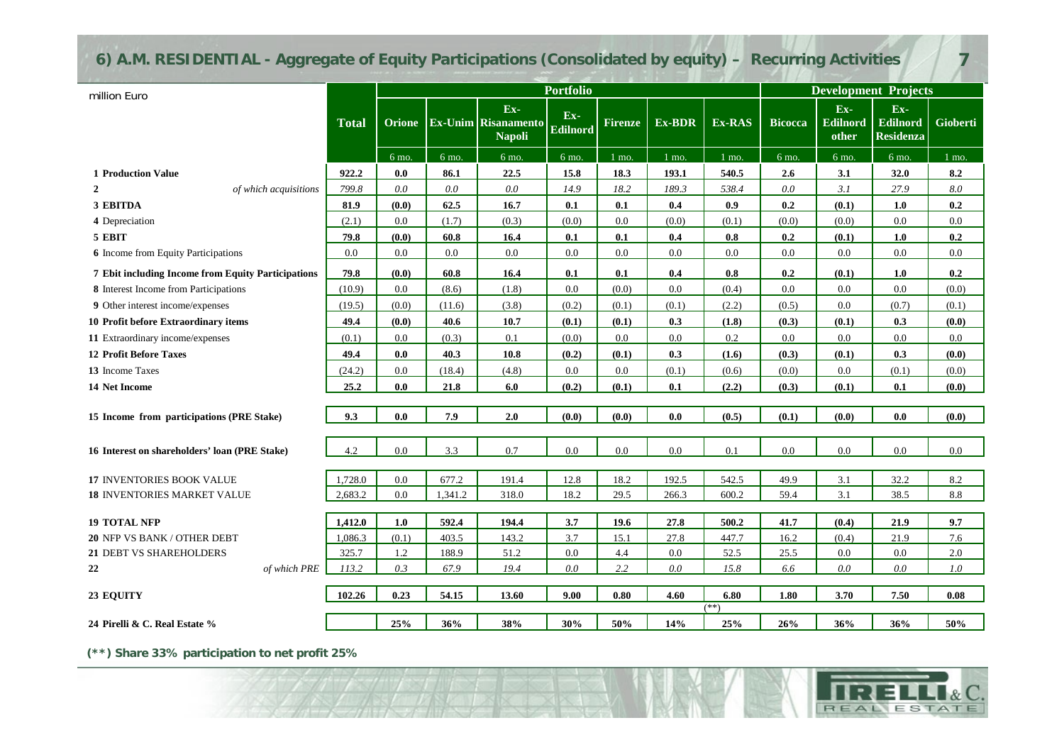## 6) A.M. RESIDENTIAL - Aggregate of Equity Participations (Consolidated by equity) – Recurring Activities

| million Euro | Total | Portfolio | | | | | | | Development Projects | | | |
|---|---|---|---|---|---|---|---|---|---|---|---|---|
| | | Orione | Ex-Unim | Ex-Risanamento Napoli | Ex-Edilnord | Firenze | Ex-BDR | Ex-RAS | Bicocca | Ex-Edilnord other | Ex-Edilnord Residenza | Gioberti |
| | | 6 mo. | 6 mo. | 6 mo. | 6 mo. | 1 mo. | 1 mo. | 1 mo. | 6 mo. | 6 mo. | 6 mo. | 1 mo. |
| **1 Production Value** | **922.2** | **0.0** | **86.1** | **22.5** | **15.8** | **18.3** | **193.1** | **540.5** | **2.6** | **3.1** | **32.0** | **8.2** |
| 2 *of which acquisitions* | *799.8* | *0.0* | *0.0* | *0.0* | *14.9* | *18.2* | *189.3* | *538.4* | *0.0* | *3.1* | *27.9* | *8.0* |
| **3 EBITDA** | **81.9** | **(0.0)** | **62.5** | **16.7** | **0.1** | **0.1** | **0.4** | **0.9** | **0.2** | **(0.1)** | **1.0** | **0.2** |
| 4 Depreciation | (2.1) | 0.0 | (1.7) | (0.3) | (0.0) | 0.0 | (0.0) | (0.1) | (0.0) | (0.0) | 0.0 | 0.0 |
| **5 EBIT** | **79.8** | **(0.0)** | **60.8** | **16.4** | **0.1** | **0.1** | **0.4** | **0.8** | **0.2** | **(0.1)** | **1.0** | **0.2** |
| 6 Income from Equity Participations | 0.0 | 0.0 | 0.0 | 0.0 | 0.0 | 0.0 | 0.0 | 0.0 | 0.0 | 0.0 | 0.0 | 0.0 |
| **7 Ebit including Income from Equity Participations** | **79.8** | **(0.0)** | **60.8** | **16.4** | **0.1** | **0.1** | **0.4** | **0.8** | **0.2** | **(0.1)** | **1.0** | **0.2** |
| 8 Interest Income from Participations | (10.9) | 0.0 | (8.6) | (1.8) | 0.0 | (0.0) | 0.0 | (0.4) | 0.0 | 0.0 | 0.0 | (0.0) |
| 9 Other interest income/expenses | (19.5) | (0.0) | (11.6) | (3.8) | (0.2) | (0.1) | (0.1) | (2.2) | (0.5) | 0.0 | (0.7) | (0.1) |
| **10 Profit before Extraordinary items** | **49.4** | **(0.0)** | **40.6** | **10.7** | **(0.1)** | **(0.1)** | **0.3** | **(1.8)** | **(0.3)** | **(0.1)** | **0.3** | **(0.0)** |
| 11 Extraordinary income/expenses | (0.1) | 0.0 | (0.3) | 0.1 | (0.0) | 0.0 | 0.0 | 0.2 | 0.0 | 0.0 | 0.0 | 0.0 |
| **12 Profit Before Taxes** | **49.4** | **0.0** | **40.3** | **10.8** | **(0.2)** | **(0.1)** | **0.3** | **(1.6)** | **(0.3)** | **(0.1)** | **0.3** | **(0.0)** |
| 13 Income Taxes | (24.2) | 0.0 | (18.4) | (4.8) | 0.0 | 0.0 | (0.1) | (0.6) | (0.0) | 0.0 | (0.1) | (0.0) |
| **14 Net Income** | **25.2** | **0.0** | **21.8** | **6.0** | **(0.2)** | **(0.1)** | **0.1** | **(2.2)** | **(0.3)** | **(0.1)** | **0.1** | **(0.0)** |
| **15 Income from participations (PRE Stake)** | **9.3** | **0.0** | **7.9** | **2.0** | **(0.0)** | **(0.0)** | **0.0** | **(0.5)** | **(0.1)** | **(0.0)** | **0.0** | **(0.0)** |
| **16 Interest on shareholders' loan (PRE Stake)** | 4.2 | 0.0 | 3.3 | 0.7 | 0.0 | 0.0 | 0.0 | 0.1 | 0.0 | 0.0 | 0.0 | 0.0 |
| 17 INVENTORIES BOOK VALUE | 1,728.0 | 0.0 | 677.2 | 191.4 | 12.8 | 18.2 | 192.5 | 542.5 | 49.9 | 3.1 | 32.2 | 8.2 |
| 18 INVENTORIES MARKET VALUE | 2,683.2 | 0.0 | 1,341.2 | 318.0 | 18.2 | 29.5 | 266.3 | 600.2 | 59.4 | 3.1 | 38.5 | 8.8 |
| **19 TOTAL NFP** | **1,412.0** | **1.0** | **592.4** | **194.4** | **3.7** | **19.6** | **27.8** | **500.2** | **41.7** | **(0.4)** | **21.9** | **9.7** |
| 20 NFP VS BANK / OTHER DEBT | 1,086.3 | (0.1) | 403.5 | 143.2 | 3.7 | 15.1 | 27.8 | 447.7 | 16.2 | (0.4) | 21.9 | 7.6 |
| 21 DEBT VS SHAREHOLDERS | 325.7 | 1.2 | 188.9 | 51.2 | 0.0 | 4.4 | 0.0 | 52.5 | 25.5 | 0.0 | 0.0 | 2.0 |
| 22 *of which PRE* | *113.2* | *0.3* | *67.9* | *19.4* | *0.0* | *2.2* | *0.0* | *15.8* | *6.6* | *0.0* | *0.0* | *1.0* |
| **23 EQUITY** | **102.26** | **0.23** | **54.15** | **13.60** | **9.00** | **0.80** | **4.60** | **6.80** | **1.80** | **3.70** | **7.50** | **0.08** |
| | | | | | | | | (**) | | | | |
| **24 Pirelli & C. Real Estate %** | | **25%** | **36%** | **38%** | **30%** | **50%** | **14%** | **25%** | **26%** | **36%** | **36%** | **50%** |

**(**) Share 33% participation to net profit 25%**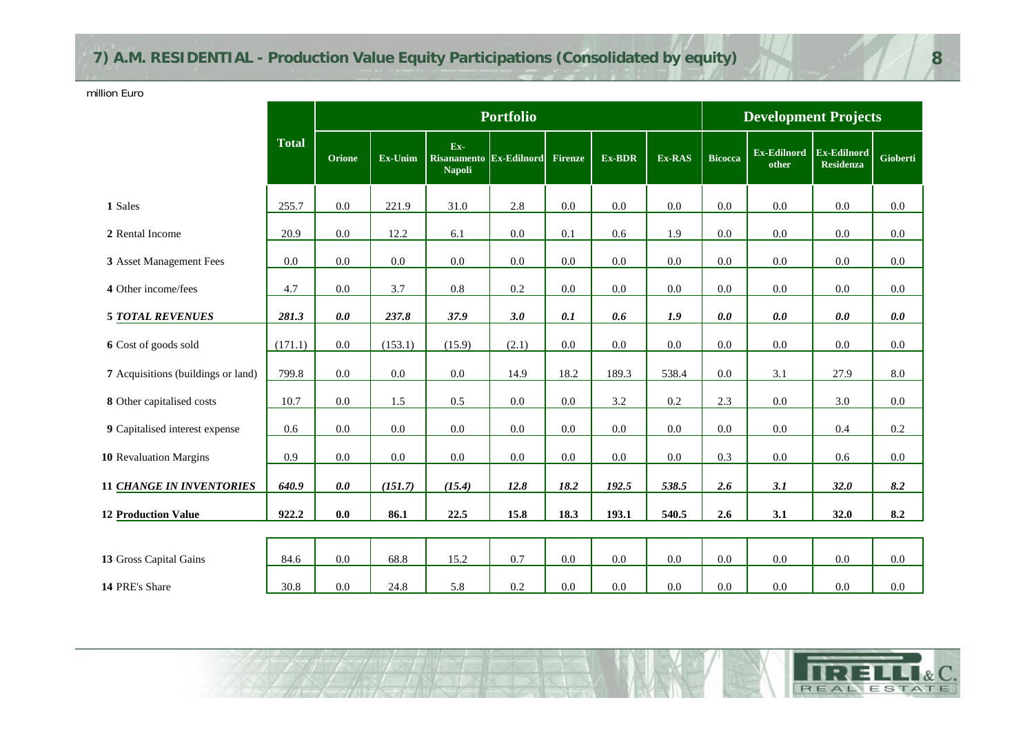## 7) A.M. RESIDENTIAL - Production Value Equity Participations (Consolidated by equity)

million Euro

| | Total | Portfolio | | | | | | | Development Projects | | | |
|---|---|---|---|---|---|---|---|---|---|---|---|---|
| | | Orione | Ex-Unim | Ex-Risanamento Napoli | Ex-Edilnord | Firenze | Ex-BDR | Ex-RAS | Bicocca | Ex-Edilnord other | Ex-Edilnord Residenza | Gioberti |
| **1** Sales | 255.7 | 0.0 | 221.9 | 31.0 | 2.8 | 0.0 | 0.0 | 0.0 | 0.0 | 0.0 | 0.0 | 0.0 |
| **2** Rental Income | 20.9 | 0.0 | 12.2 | 6.1 | 0.0 | 0.1 | 0.6 | 1.9 | 0.0 | 0.0 | 0.0 | 0.0 |
| **3** Asset Management Fees | 0.0 | 0.0 | 0.0 | 0.0 | 0.0 | 0.0 | 0.0 | 0.0 | 0.0 | 0.0 | 0.0 | 0.0 |
| **4** Other income/fees | 4.7 | 0.0 | 3.7 | 0.8 | 0.2 | 0.0 | 0.0 | 0.0 | 0.0 | 0.0 | 0.0 | 0.0 |
| **5** ***TOTAL REVENUES*** | ***281.3*** | ***0.0*** | ***237.8*** | ***37.9*** | ***3.0*** | ***0.1*** | ***0.6*** | ***1.9*** | ***0.0*** | ***0.0*** | ***0.0*** | ***0.0*** |
| **6** Cost of goods sold | (171.1) | 0.0 | (153.1) | (15.9) | (2.1) | 0.0 | 0.0 | 0.0 | 0.0 | 0.0 | 0.0 | 0.0 |
| **7** Acquisitions (buildings or land) | 799.8 | 0.0 | 0.0 | 0.0 | 14.9 | 18.2 | 189.3 | 538.4 | 0.0 | 3.1 | 27.9 | 8.0 |
| **8** Other capitalised costs | 10.7 | 0.0 | 1.5 | 0.5 | 0.0 | 0.0 | 3.2 | 0.2 | 2.3 | 0.0 | 3.0 | 0.0 |
| **9** Capitalised interest expense | 0.6 | 0.0 | 0.0 | 0.0 | 0.0 | 0.0 | 0.0 | 0.0 | 0.0 | 0.0 | 0.4 | 0.2 |
| **10** Revaluation Margins | 0.9 | 0.0 | 0.0 | 0.0 | 0.0 | 0.0 | 0.0 | 0.0 | 0.3 | 0.0 | 0.6 | 0.0 |
| **11** ***CHANGE IN INVENTORIES*** | ***640.9*** | ***0.0*** | ***(151.7)*** | ***(15.4)*** | ***12.8*** | ***18.2*** | ***192.5*** | ***538.5*** | ***2.6*** | ***3.1*** | ***32.0*** | ***8.2*** |
| **12** **Production Value** | **922.2** | **0.0** | **86.1** | **22.5** | **15.8** | **18.3** | **193.1** | **540.5** | **2.6** | **3.1** | **32.0** | **8.2** |
| **13** Gross Capital Gains | 84.6 | 0.0 | 68.8 | 15.2 | 0.7 | 0.0 | 0.0 | 0.0 | 0.0 | 0.0 | 0.0 | 0.0 |
| **14** PRE's Share | 30.8 | 0.0 | 24.8 | 5.8 | 0.2 | 0.0 | 0.0 | 0.0 | 0.0 | 0.0 | 0.0 | 0.0 |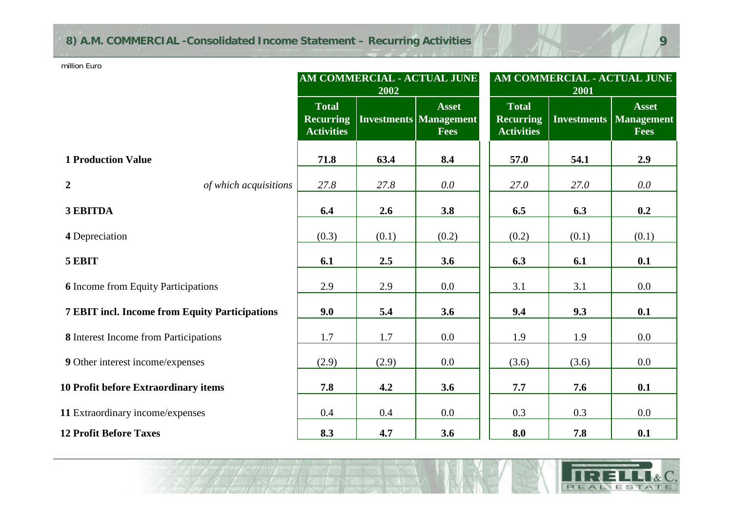## 8) A.M. COMMERCIAL -Consolidated Income Statement – Recurring Activities

million Euro

| | AM COMMERCIAL - ACTUAL JUNE 2002 | | | AM COMMERCIAL - ACTUAL JUNE 2001 | | |
|---|---|---|---|---|---|---|
| | **Total Recurring Activities** | **Investments** | **Asset Management Fees** | **Total Recurring Activities** | **Investments** | **Asset Management Fees** |
| **1 Production Value** | **71.8** | **63.4** | **8.4** | **57.0** | **54.1** | **2.9** |
| **2** *of which acquisitions* | *27.8* | *27.8* | *0.0* | *27.0* | *27.0* | *0.0* |
| **3 EBITDA** | **6.4** | **2.6** | **3.8** | **6.5** | **6.3** | **0.2** |
| **4** Depreciation | (0.3) | (0.1) | (0.2) | (0.2) | (0.1) | (0.1) |
| **5 EBIT** | **6.1** | **2.5** | **3.6** | **6.3** | **6.1** | **0.1** |
| **6** Income from Equity Participations | 2.9 | 2.9 | 0.0 | 3.1 | 3.1 | 0.0 |
| **7 EBIT incl. Income from Equity Participations** | **9.0** | **5.4** | **3.6** | **9.4** | **9.3** | **0.1** |
| **8** Interest Income from Participations | 1.7 | 1.7 | 0.0 | 1.9 | 1.9 | 0.0 |
| **9** Other interest income/expenses | (2.9) | (2.9) | 0.0 | (3.6) | (3.6) | 0.0 |
| **10 Profit before Extraordinary items** | **7.8** | **4.2** | **3.6** | **7.7** | **7.6** | **0.1** |
| **11** Extraordinary income/expenses | 0.4 | 0.4 | 0.0 | 0.3 | 0.3 | 0.0 |
| **12 Profit Before Taxes** | **8.3** | **4.7** | **3.6** | **8.0** | **7.8** | **0.1** |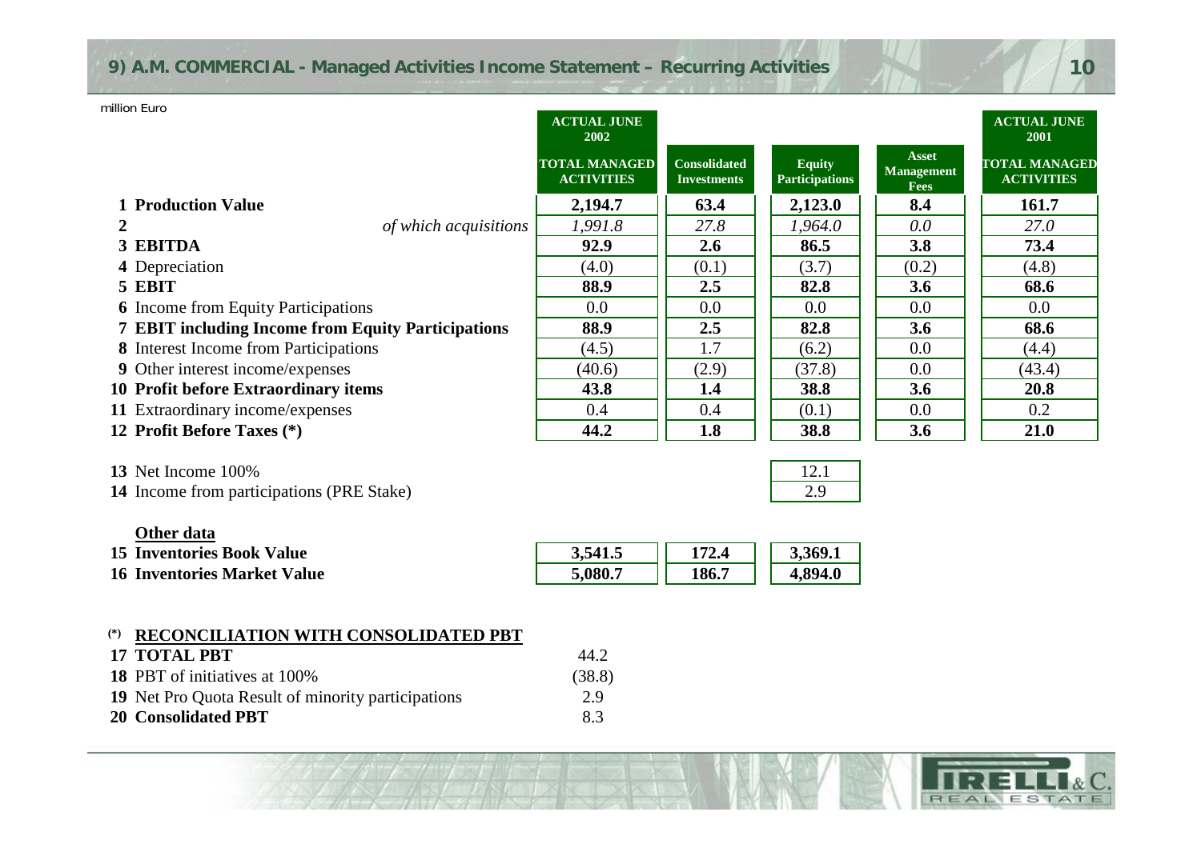## 9) A.M. COMMERCIAL - Managed Activities Income Statement – Recurring Activities

million Euro

| | | ACTUAL JUNE 2002 | | | | ACTUAL JUNE 2001 |
|---|---|---|---|---|---|---|
| | | TOTAL MANAGED ACTIVITIES | Consolidated Investments | Equity Participations | Asset Management Fees | TOTAL MANAGED ACTIVITIES |
| 1 | **Production Value** | **2,194.7** | **63.4** | **2,123.0** | **8.4** | **161.7** |
| 2 | *of which acquisitions* | *1,991.8* | *27.8* | *1,964.0* | *0.0* | *27.0* |
| 3 | **EBITDA** | **92.9** | **2.6** | **86.5** | **3.8** | **73.4** |
| 4 | Depreciation | (4.0) | (0.1) | (3.7) | (0.2) | (4.8) |
| 5 | **EBIT** | **88.9** | **2.5** | **82.8** | **3.6** | **68.6** |
| 6 | Income from Equity Participations | 0.0 | 0.0 | 0.0 | 0.0 | 0.0 |
| 7 | **EBIT including Income from Equity Participations** | **88.9** | **2.5** | **82.8** | **3.6** | **68.6** |
| 8 | Interest Income from Participations | (4.5) | 1.7 | (6.2) | 0.0 | (4.4) |
| 9 | Other interest income/expenses | (40.6) | (2.9) | (37.8) | 0.0 | (43.4) |
| 10 | **Profit before Extraordinary items** | **43.8** | **1.4** | **38.8** | **3.6** | **20.8** |
| 11 | Extraordinary income/expenses | 0.4 | 0.4 | (0.1) | 0.0 | 0.2 |
| 12 | **Profit Before Taxes (*)** | **44.2** | **1.8** | **38.8** | **3.6** | **21.0** |
| 13 | Net Income 100% | | | 12.1 | | |
| 14 | Income from participations (PRE Stake) | | | 2.9 | | |

**Other data**

| | | TOTAL MANAGED ACTIVITIES | Consolidated Investments | Equity Participations |
|---|---|---|---|---|
| 15 | **Inventories Book Value** | **3,541.5** | **172.4** | **3,369.1** |
| 16 | **Inventories Market Value** | **5,080.7** | **186.7** | **4,894.0** |

(*) **RECONCILIATION WITH CONSOLIDATED PBT**

| | | |
|---|---|---|
| 17 | **TOTAL PBT** | 44.2 |
| 18 | PBT of initiatives at 100% | (38.8) |
| 19 | Net Pro Quota Result of minority participations | 2.9 |
| 20 | **Consolidated PBT** | 8.3 |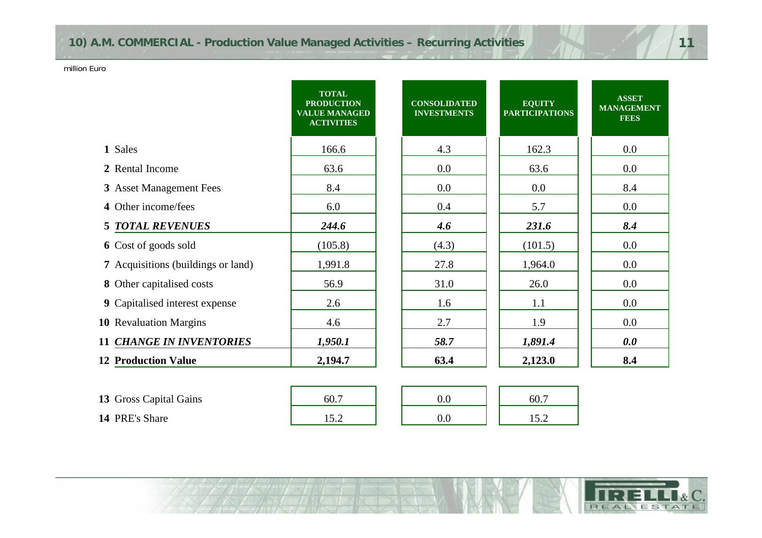## 10) A.M. COMMERCIAL - Production Value Managed Activities – Recurring Activities

million Euro

| | TOTAL PRODUCTION VALUE MANAGED ACTIVITIES | CONSOLIDATED INVESTMENTS | EQUITY PARTICIPATIONS | ASSET MANAGEMENT FEES |
|---|---|---|---|---|
| **1** Sales | 166.6 | 4.3 | 162.3 | 0.0 |
| **2** Rental Income | 63.6 | 0.0 | 63.6 | 0.0 |
| **3** Asset Management Fees | 8.4 | 0.0 | 0.0 | 8.4 |
| **4** Other income/fees | 6.0 | 0.4 | 5.7 | 0.0 |
| **5** ***TOTAL REVENUES*** | ***244.6*** | ***4.6*** | ***231.6*** | ***8.4*** |
| **6** Cost of goods sold | (105.8) | (4.3) | (101.5) | 0.0 |
| **7** Acquisitions (buildings or land) | 1,991.8 | 27.8 | 1,964.0 | 0.0 |
| **8** Other capitalised costs | 56.9 | 31.0 | 26.0 | 0.0 |
| **9** Capitalised interest expense | 2.6 | 1.6 | 1.1 | 0.0 |
| **10** Revaluation Margins | 4.6 | 2.7 | 1.9 | 0.0 |
| **11** ***CHANGE IN INVENTORIES*** | ***1,950.1*** | ***58.7*** | ***1,891.4*** | ***0.0*** |
| **12 Production Value** | **2,194.7** | **63.4** | **2,123.0** | **8.4** |
| | | | | |
| **13** Gross Capital Gains | 60.7 | 0.0 | 60.7 | |
| **14** PRE's Share | 15.2 | 0.0 | 15.2 | |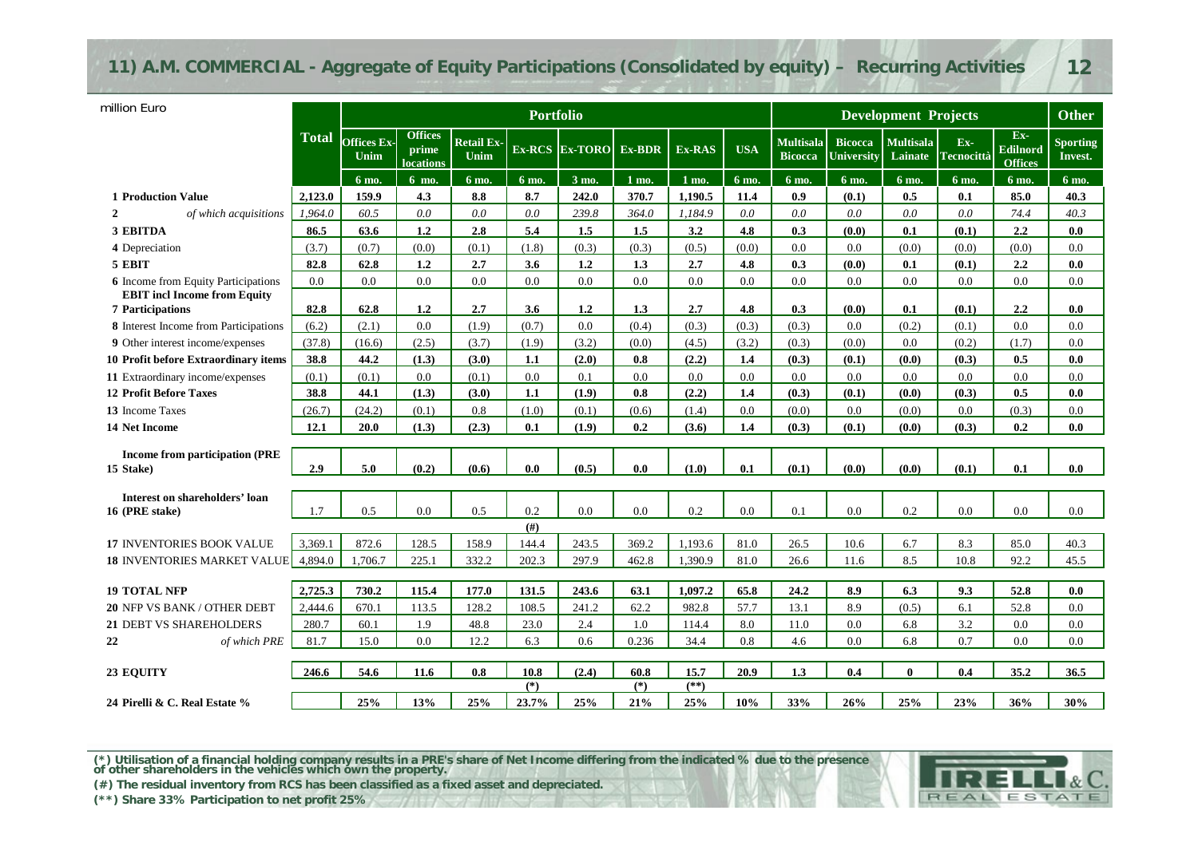# 11) A.M. COMMERCIAL - Aggregate of Equity Participations (Consolidated by equity) – Recurring Activities

million Euro

| | Total | Portfolio | | | | | | | | Development Projects | | | | | Other |
|---|---|---|---|---|---|---|---|---|---|---|---|---|---|---|---|
| | | Offices Ex-Unim | Offices prime locations | Retail Ex-Unim | Ex-RCS | Ex-TORO | Ex-BDR | Ex-RAS | USA | Multisala Bicocca | Bicocca University | Multisala Lainate | Ex-Tecnocittà | Ex-Edilnord Offices | Sporting Invest. |
| | | 6 mo. | 6 mo. | 6 mo. | 6 mo. | 3 mo. | 1 mo. | 1 mo. | 6 mo. | 6 mo. | 6 mo. | 6 mo. | 6 mo. | 6 mo. | 6 mo. |
| **1 Production Value** | **2,123.0** | **159.9** | **4.3** | **8.8** | **8.7** | **242.0** | **370.7** | **1,190.5** | **11.4** | **0.9** | **(0.1)** | **0.5** | **0.1** | **85.0** | **40.3** |
| 2 *of which acquisitions* | *1,964.0* | *60.5* | *0.0* | *0.0* | *0.0* | *239.8* | *364.0* | *1,184.9* | *0.0* | *0.0* | *0.0* | *0.0* | *0.0* | *74.4* | *40.3* |
| **3 EBITDA** | **86.5** | **63.6** | **1.2** | **2.8** | **5.4** | **1.5** | **1.5** | **3.2** | **4.8** | **0.3** | **(0.0)** | **0.1** | **(0.1)** | **2.2** | **0.0** |
| 4 Depreciation | (3.7) | (0.7) | (0.0) | (0.1) | (1.8) | (0.3) | (0.3) | (0.5) | (0.0) | 0.0 | 0.0 | (0.0) | (0.0) | (0.0) | 0.0 |
| **5 EBIT** | **82.8** | **62.8** | **1.2** | **2.7** | **3.6** | **1.2** | **1.3** | **2.7** | **4.8** | **0.3** | **(0.0)** | **0.1** | **(0.1)** | **2.2** | **0.0** |
| 6 Income from Equity Participations | 0.0 | 0.0 | 0.0 | 0.0 | 0.0 | 0.0 | 0.0 | 0.0 | 0.0 | 0.0 | 0.0 | 0.0 | 0.0 | 0.0 | 0.0 |
| **7 EBIT incl Income from Equity Participations** | **82.8** | **62.8** | **1.2** | **2.7** | **3.6** | **1.2** | **1.3** | **2.7** | **4.8** | **0.3** | **(0.0)** | **0.1** | **(0.1)** | **2.2** | **0.0** |
| 8 Interest Income from Participations | (6.2) | (2.1) | 0.0 | (1.9) | (0.7) | 0.0 | (0.4) | (0.3) | (0.3) | (0.3) | 0.0 | (0.2) | (0.1) | 0.0 | 0.0 |
| 9 Other interest income/expenses | (37.8) | (16.6) | (2.5) | (3.7) | (1.9) | (3.2) | (0.0) | (4.5) | (3.2) | (0.3) | (0.0) | 0.0 | (0.2) | (1.7) | 0.0 |
| **10 Profit before Extraordinary items** | **38.8** | **44.2** | **(1.3)** | **(3.0)** | **1.1** | **(2.0)** | **0.8** | **(2.2)** | **1.4** | **(0.3)** | **(0.1)** | **(0.0)** | **(0.3)** | **0.5** | **0.0** |
| 11 Extraordinary income/expenses | (0.1) | (0.1) | 0.0 | (0.1) | 0.0 | 0.1 | 0.0 | 0.0 | 0.0 | 0.0 | 0.0 | 0.0 | 0.0 | 0.0 | 0.0 |
| **12 Profit Before Taxes** | **38.8** | **44.1** | **(1.3)** | **(3.0)** | **1.1** | **(1.9)** | **0.8** | **(2.2)** | **1.4** | **(0.3)** | **(0.1)** | **(0.0)** | **(0.3)** | **0.5** | **0.0** |
| 13 Income Taxes | (26.7) | (24.2) | (0.1) | 0.8 | (1.0) | (0.1) | (0.6) | (1.4) | 0.0 | (0.0) | 0.0 | (0.0) | 0.0 | (0.3) | 0.0 |
| **14 Net Income** | **12.1** | **20.0** | **(1.3)** | **(2.3)** | **0.1** | **(1.9)** | **0.2** | **(3.6)** | **1.4** | **(0.3)** | **(0.1)** | **(0.0)** | **(0.3)** | **0.2** | **0.0** |
| **15 Income from participation (PRE Stake)** | **2.9** | **5.0** | **(0.2)** | **(0.6)** | **0.0** | **(0.5)** | **0.0** | **(1.0)** | **0.1** | **(0.1)** | **(0.0)** | **(0.0)** | **(0.1)** | **0.1** | **0.0** |
| **16 Interest on shareholders' loan (PRE stake)** | 1.7 | 0.5 | 0.0 | 0.5 | 0.2 | 0.0 | 0.0 | 0.2 | 0.0 | 0.1 | 0.0 | 0.2 | 0.0 | 0.0 | 0.0 |
| | | | | | (#) | | | | | | | | | | |
| 17 INVENTORIES BOOK VALUE | 3,369.1 | 872.6 | 128.5 | 158.9 | 144.4 | 243.5 | 369.2 | 1,193.6 | 81.0 | 26.5 | 10.6 | 6.7 | 8.3 | 85.0 | 40.3 |
| 18 INVENTORIES MARKET VALUE | 4,894.0 | 1,706.7 | 225.1 | 332.2 | 202.3 | 297.9 | 462.8 | 1,390.9 | 81.0 | 26.6 | 11.6 | 8.5 | 10.8 | 92.2 | 45.5 |
| **19 TOTAL NFP** | **2,725.3** | **730.2** | **115.4** | **177.0** | **131.5** | **243.6** | **63.1** | **1,097.2** | **65.8** | **24.2** | **8.9** | **6.3** | **9.3** | **52.8** | **0.0** |
| 20 NFP VS BANK / OTHER DEBT | 2,444.6 | 670.1 | 113.5 | 128.2 | 108.5 | 241.2 | 62.2 | 982.8 | 57.7 | 13.1 | 8.9 | (0.5) | 6.1 | 52.8 | 0.0 |
| 21 DEBT VS SHAREHOLDERS | 280.7 | 60.1 | 1.9 | 48.8 | 23.0 | 2.4 | 1.0 | 114.4 | 8.0 | 11.0 | 0.0 | 6.8 | 3.2 | 0.0 | 0.0 |
| 22 *of which PRE* | 81.7 | 15.0 | 0.0 | 12.2 | 6.3 | 0.6 | 0.236 | 34.4 | 0.8 | 4.6 | 0.0 | 6.8 | 0.7 | 0.0 | 0.0 |
| **23 EQUITY** | **246.6** | **54.6** | **11.6** | **0.8** | **10.8** | **(2.4)** | **60.8** | **15.7** | **20.9** | **1.3** | **0.4** | **0** | **0.4** | **35.2** | **36.5** |
| | | | | | (*) | | (*) | (**) | | | | | | | |
| **24 Pirelli & C. Real Estate %** | | **25%** | **13%** | **25%** | **23.7%** | **25%** | **21%** | **25%** | **10%** | **33%** | **26%** | **25%** | **23%** | **36%** | **30%** |

**(*) Utilisation of a financial holding company results in a PRE's share of Net Income differing from the indicated % due to the presence of other shareholders in the vehicles which own the property.**

**(#) The residual inventory from RCS has been classified as a fixed asset and depreciated.**

**(**) Share 33% Participation to net profit 25%**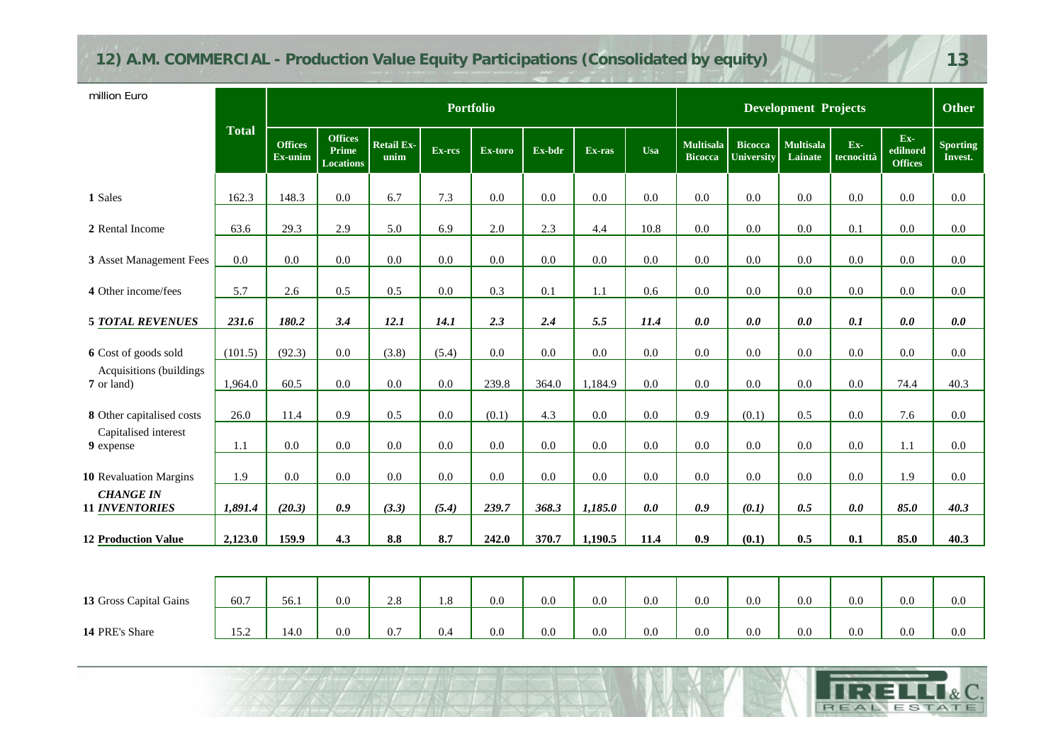# 12) A.M. COMMERCIAL - Production Value Equity Participations (Consolidated by equity)

million Euro

| | Total | Portfolio | | | | | | | | Development Projects | | | | | Other |
|---|---|---|---|---|---|---|---|---|---|---|---|---|---|---|---|
| | | Offices Ex-unim | Offices Prime Locations | Retail Ex-unim | Ex-rcs | Ex-toro | Ex-bdr | Ex-ras | Usa | Multisala Bicocca | Bicocca University | Multisala Lainate | Ex-tecnocittà | Ex-edilnord Offices | Sporting Invest. |
| 1 Sales | 162.3 | 148.3 | 0.0 | 6.7 | 7.3 | 0.0 | 0.0 | 0.0 | 0.0 | 0.0 | 0.0 | 0.0 | 0.0 | 0.0 | 0.0 |
| 2 Rental Income | 63.6 | 29.3 | 2.9 | 5.0 | 6.9 | 2.0 | 2.3 | 4.4 | 10.8 | 0.0 | 0.0 | 0.0 | 0.1 | 0.0 | 0.0 |
| 3 Asset Management Fees | 0.0 | 0.0 | 0.0 | 0.0 | 0.0 | 0.0 | 0.0 | 0.0 | 0.0 | 0.0 | 0.0 | 0.0 | 0.0 | 0.0 | 0.0 |
| 4 Other income/fees | 5.7 | 2.6 | 0.5 | 0.5 | 0.0 | 0.3 | 0.1 | 1.1 | 0.6 | 0.0 | 0.0 | 0.0 | 0.0 | 0.0 | 0.0 |
| ***5 TOTAL REVENUES*** | ***231.6*** | ***180.2*** | ***3.4*** | ***12.1*** | ***14.1*** | ***2.3*** | ***2.4*** | ***5.5*** | ***11.4*** | ***0.0*** | ***0.0*** | ***0.0*** | ***0.1*** | ***0.0*** | ***0.0*** |
| 6 Cost of goods sold | (101.5) | (92.3) | 0.0 | (3.8) | (5.4) | 0.0 | 0.0 | 0.0 | 0.0 | 0.0 | 0.0 | 0.0 | 0.0 | 0.0 | 0.0 |
| 7 Acquisitions (buildings or land) | 1,964.0 | 60.5 | 0.0 | 0.0 | 0.0 | 239.8 | 364.0 | 1,184.9 | 0.0 | 0.0 | 0.0 | 0.0 | 0.0 | 74.4 | 40.3 |
| 8 Other capitalised costs | 26.0 | 11.4 | 0.9 | 0.5 | 0.0 | (0.1) | 4.3 | 0.0 | 0.0 | 0.9 | (0.1) | 0.5 | 0.0 | 7.6 | 0.0 |
| 9 Capitalised interest expense | 1.1 | 0.0 | 0.0 | 0.0 | 0.0 | 0.0 | 0.0 | 0.0 | 0.0 | 0.0 | 0.0 | 0.0 | 0.0 | 1.1 | 0.0 |
| 10 Revaluation Margins | 1.9 | 0.0 | 0.0 | 0.0 | 0.0 | 0.0 | 0.0 | 0.0 | 0.0 | 0.0 | 0.0 | 0.0 | 0.0 | 1.9 | 0.0 |
| ***11 CHANGE IN INVENTORIES*** | ***1,891.4*** | ***(20.3)*** | ***0.9*** | ***(3.3)*** | ***(5.4)*** | ***239.7*** | ***368.3*** | ***1,185.0*** | ***0.0*** | ***0.9*** | ***(0.1)*** | ***0.5*** | ***0.0*** | ***85.0*** | ***40.3*** |
| **12 Production Value** | **2,123.0** | **159.9** | **4.3** | **8.8** | **8.7** | **242.0** | **370.7** | **1,190.5** | **11.4** | **0.9** | **(0.1)** | **0.5** | **0.1** | **85.0** | **40.3** |
| 13 Gross Capital Gains | 60.7 | 56.1 | 0.0 | 2.8 | 1.8 | 0.0 | 0.0 | 0.0 | 0.0 | 0.0 | 0.0 | 0.0 | 0.0 | 0.0 | 0.0 |
| 14 PRE's Share | 15.2 | 14.0 | 0.0 | 0.7 | 0.4 | 0.0 | 0.0 | 0.0 | 0.0 | 0.0 | 0.0 | 0.0 | 0.0 | 0.0 | 0.0 |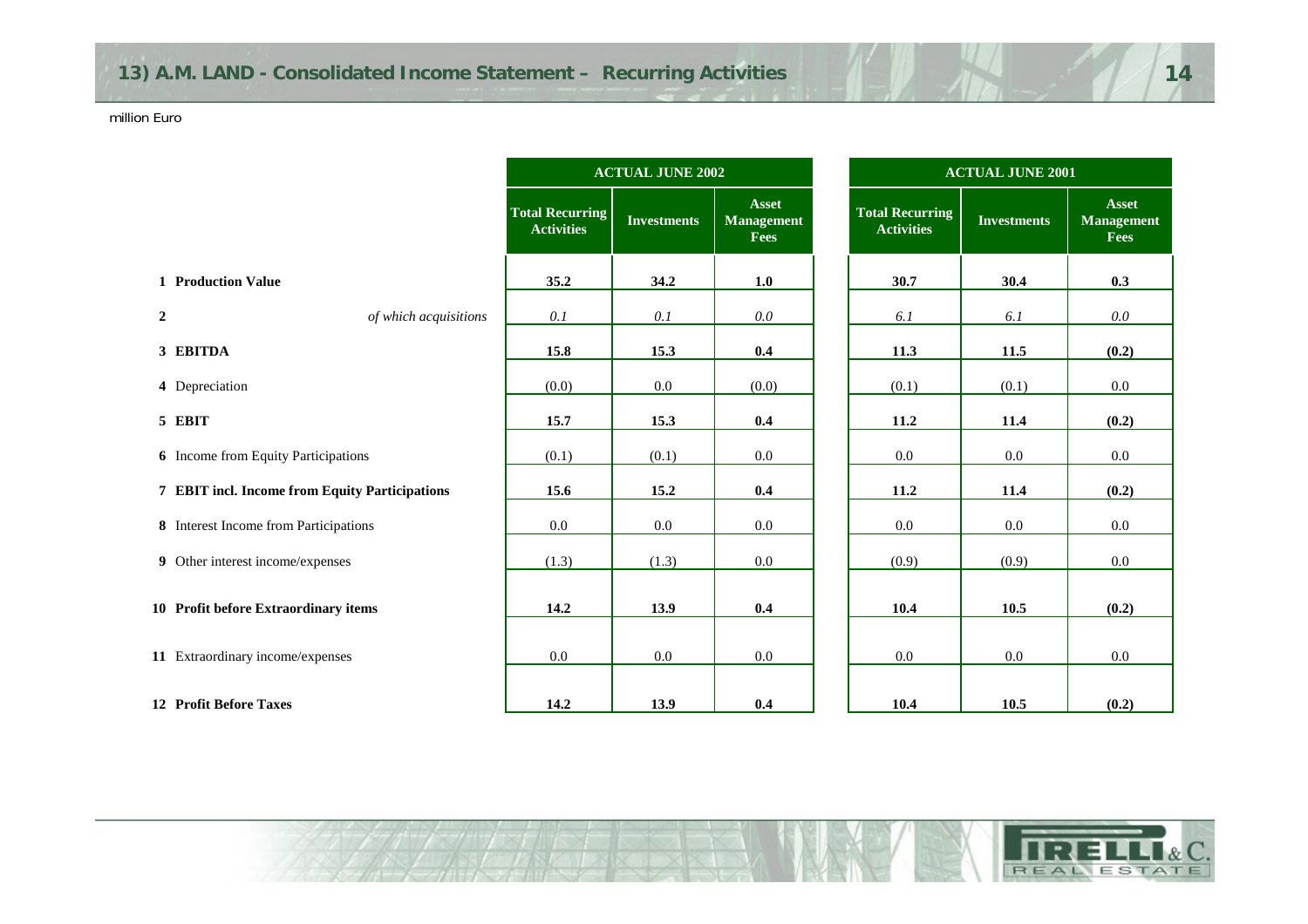# 13) A.M. LAND - Consolidated Income Statement – Recurring Activities

million Euro

| | | ACTUAL JUNE 2002 | | | ACTUAL JUNE 2001 | | |
|---|---|---|---|---|---|---|---|
| | | Total Recurring Activities | Investments | Asset Management Fees | Total Recurring Activities | Investments | Asset Management Fees |
| 1 | **Production Value** | **35.2** | **34.2** | **1.0** | **30.7** | **30.4** | **0.3** |
| 2 | *of which acquisitions* | *0.1* | *0.1* | *0.0* | *6.1* | *6.1* | *0.0* |
| 3 | **EBITDA** | **15.8** | **15.3** | **0.4** | **11.3** | **11.5** | **(0.2)** |
| 4 | Depreciation | (0.0) | 0.0 | (0.0) | (0.1) | (0.1) | 0.0 |
| 5 | **EBIT** | **15.7** | **15.3** | **0.4** | **11.2** | **11.4** | **(0.2)** |
| 6 | Income from Equity Participations | (0.1) | (0.1) | 0.0 | 0.0 | 0.0 | 0.0 |
| 7 | **EBIT incl. Income from Equity Participations** | **15.6** | **15.2** | **0.4** | **11.2** | **11.4** | **(0.2)** |
| 8 | Interest Income from Participations | 0.0 | 0.0 | 0.0 | 0.0 | 0.0 | 0.0 |
| 9 | Other interest income/expenses | (1.3) | (1.3) | 0.0 | (0.9) | (0.9) | 0.0 |
| 10 | **Profit before Extraordinary items** | **14.2** | **13.9** | **0.4** | **10.4** | **10.5** | **(0.2)** |
| 11 | Extraordinary income/expenses | 0.0 | 0.0 | 0.0 | 0.0 | 0.0 | 0.0 |
| 12 | **Profit Before Taxes** | **14.2** | **13.9** | **0.4** | **10.4** | **10.5** | **(0.2)** |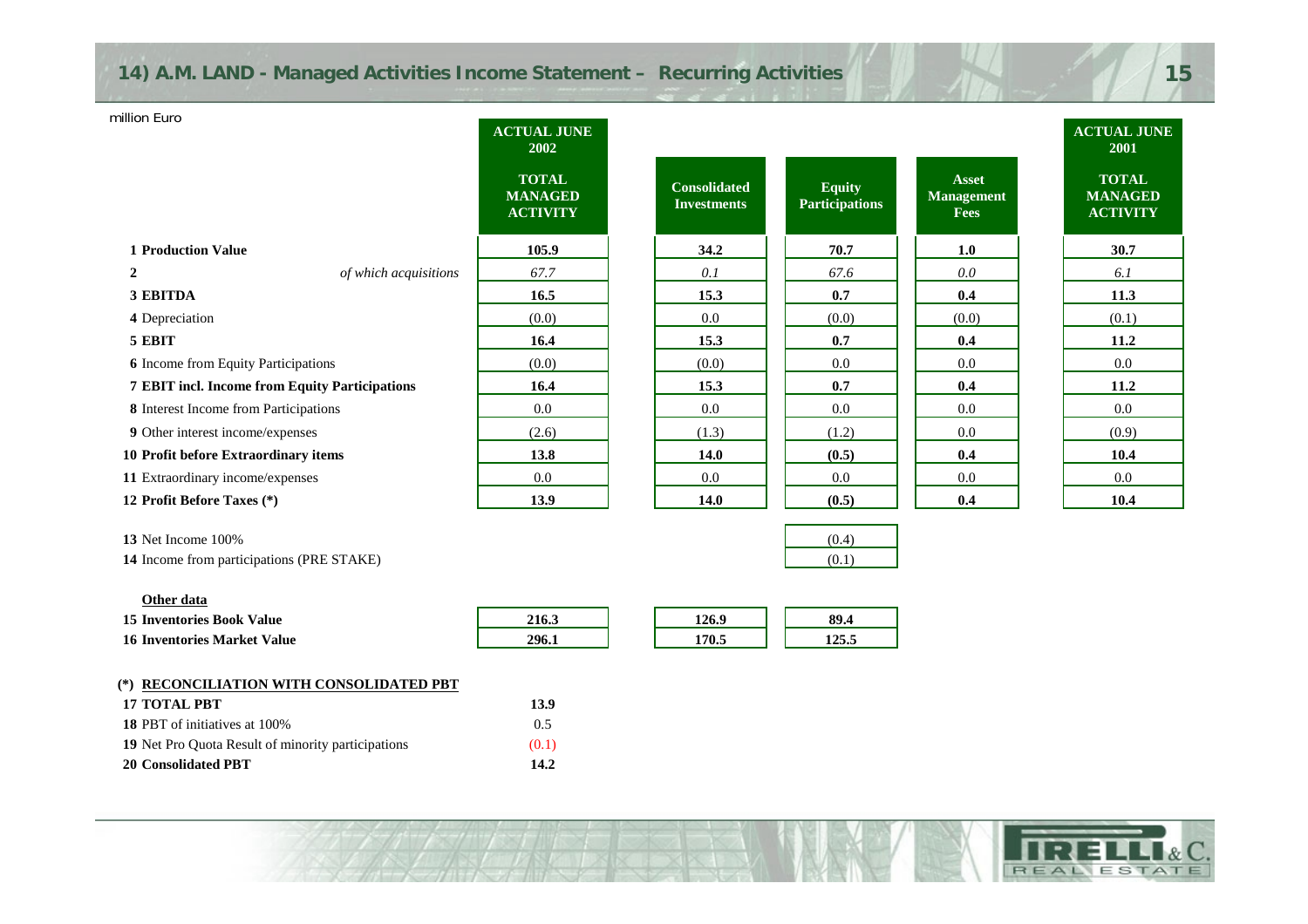## 14) A.M. LAND - Managed Activities Income Statement – Recurring Activities

million Euro

| | ACTUAL JUNE 2002 TOTAL MANAGED ACTIVITY | Consolidated Investments | Equity Participations | Asset Management Fees | ACTUAL JUNE 2001 TOTAL MANAGED ACTIVITY |
|---|---|---|---|---|---|
| **1 Production Value** | **105.9** | **34.2** | **70.7** | **1.0** | **30.7** |
| **2** *of which acquisitions* | *67.7* | *0.1* | *67.6* | *0.0* | *6.1* |
| **3 EBITDA** | **16.5** | **15.3** | **0.7** | **0.4** | **11.3** |
| **4** Depreciation | (0.0) | 0.0 | (0.0) | (0.0) | (0.1) |
| **5 EBIT** | **16.4** | **15.3** | **0.7** | **0.4** | **11.2** |
| **6** Income from Equity Participations | (0.0) | (0.0) | 0.0 | 0.0 | 0.0 |
| **7 EBIT incl. Income from Equity Participations** | **16.4** | **15.3** | **0.7** | **0.4** | **11.2** |
| **8** Interest Income from Participations | 0.0 | 0.0 | 0.0 | 0.0 | 0.0 |
| **9** Other interest income/expenses | (2.6) | (1.3) | (1.2) | 0.0 | (0.9) |
| **10 Profit before Extraordinary items** | **13.8** | **14.0** | **(0.5)** | **0.4** | **10.4** |
| **11** Extraordinary income/expenses | 0.0 | 0.0 | 0.0 | 0.0 | 0.0 |
| **12 Profit Before Taxes (\*)** | **13.9** | **14.0** | **(0.5)** | **0.4** | **10.4** |
| **13** Net Income 100% | | | (0.4) | | |
| **14** Income from participations (PRE STAKE) | | | (0.1) | | |
| **Other data** | | | | | |
| **15 Inventories Book Value** | **216.3** | **126.9** | **89.4** | | |
| **16 Inventories Market Value** | **296.1** | **170.5** | **125.5** | | |

**(\*) RECONCILIATION WITH CONSOLIDATED PBT**

| | |
|---|---|
| **17 TOTAL PBT** | **13.9** |
| **18** PBT of initiatives at 100% | 0.5 |
| **19** Net Pro Quota Result of minority participations | (0.1) |
| **20 Consolidated PBT** | **14.2** |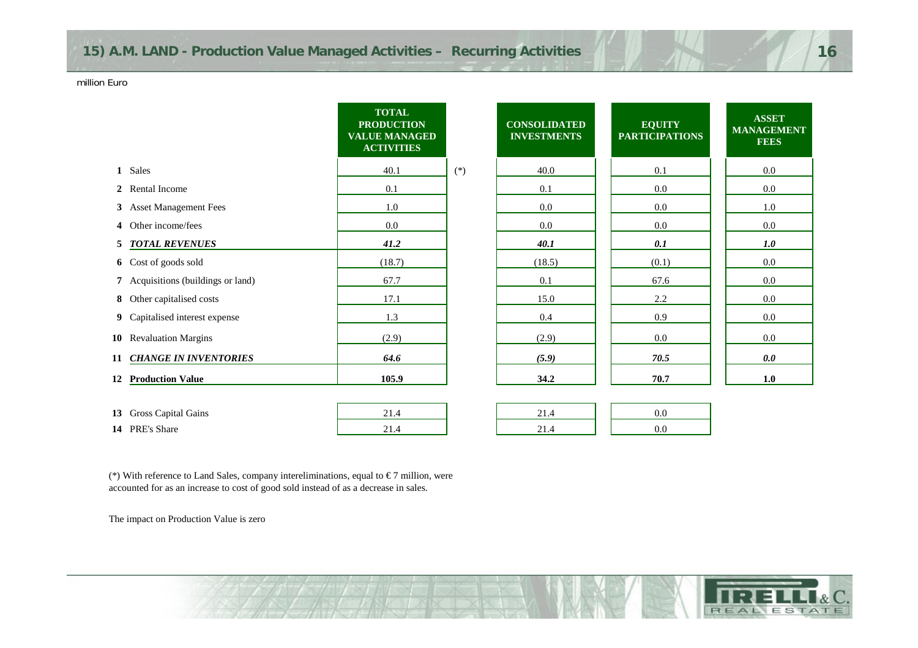# 15) A.M. LAND - Production Value Managed Activities – Recurring Activities

million Euro

| | | TOTAL PRODUCTION VALUE MANAGED ACTIVITIES | | CONSOLIDATED INVESTMENTS | EQUITY PARTICIPATIONS | ASSET MANAGEMENT FEES |
|---|---|---|---|---|---|---|
| 1 | Sales | 40.1 | (*) | 40.0 | 0.1 | 0.0 |
| 2 | Rental Income | 0.1 | | 0.1 | 0.0 | 0.0 |
| 3 | Asset Management Fees | 1.0 | | 0.0 | 0.0 | 1.0 |
| 4 | Other income/fees | 0.0 | | 0.0 | 0.0 | 0.0 |
| 5 | ***TOTAL REVENUES*** | ***41.2*** | | ***40.1*** | ***0.1*** | ***1.0*** |
| 6 | Cost of goods sold | (18.7) | | (18.5) | (0.1) | 0.0 |
| 7 | Acquisitions (buildings or land) | 67.7 | | 0.1 | 67.6 | 0.0 |
| 8 | Other capitalised costs | 17.1 | | 15.0 | 2.2 | 0.0 |
| 9 | Capitalised interest expense | 1.3 | | 0.4 | 0.9 | 0.0 |
| 10 | Revaluation Margins | (2.9) | | (2.9) | 0.0 | 0.0 |
| 11 | ***CHANGE IN INVENTORIES*** | ***64.6*** | | ***(5.9)*** | ***70.5*** | ***0.0*** |
| 12 | **Production Value** | **105.9** | | **34.2** | **70.7** | **1.0** |
| 13 | Gross Capital Gains | 21.4 | | 21.4 | 0.0 | |
| 14 | PRE's Share | 21.4 | | 21.4 | 0.0 | |

(*) With reference to Land Sales, company intereliminations, equal to € 7 million, were accounted for as an increase to cost of good sold instead of as a decrease in sales.

The impact on Production Value is zero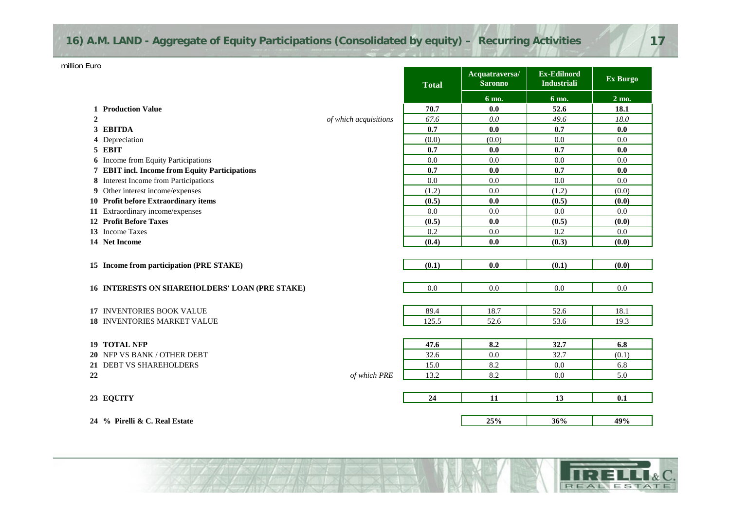## 16) A.M. LAND - Aggregate of Equity Participations (Consolidated by equity) – Recurring Activities

million Euro

| | | | Total | Acquatraversa/ Saronno | Ex-Edilnord Industriali | Ex Burgo |
|---|---|---|---|---|---|---|
| | | | | 6 mo. | 6 mo. | 2 mo. |
| 1 | **Production Value** | | **70.7** | **0.0** | **52.6** | **18.1** |
| 2 | | *of which acquisitions* | *67.6* | *0.0* | *49.6* | *18.0* |
| 3 | **EBITDA** | | **0.7** | **0.0** | **0.7** | **0.0** |
| 4 | Depreciation | | (0.0) | (0.0) | 0.0 | 0.0 |
| 5 | **EBIT** | | **0.7** | **0.0** | **0.7** | **0.0** |
| 6 | Income from Equity Participations | | 0.0 | 0.0 | 0.0 | 0.0 |
| 7 | **EBIT incl. Income from Equity Participations** | | **0.7** | **0.0** | **0.7** | **0.0** |
| 8 | Interest Income from Participations | | 0.0 | 0.0 | 0.0 | 0.0 |
| 9 | Other interest income/expenses | | (1.2) | 0.0 | (1.2) | (0.0) |
| 10 | **Profit before Extraordinary items** | | **(0.5)** | **0.0** | **(0.5)** | **(0.0)** |
| 11 | Extraordinary income/expenses | | 0.0 | 0.0 | 0.0 | 0.0 |
| 12 | **Profit Before Taxes** | | **(0.5)** | **0.0** | **(0.5)** | **(0.0)** |
| 13 | Income Taxes | | 0.2 | 0.0 | 0.2 | 0.0 |
| 14 | **Net Income** | | **(0.4)** | **0.0** | **(0.3)** | **(0.0)** |
| 15 | **Income from participation (PRE STAKE)** | | **(0.1)** | **0.0** | **(0.1)** | **(0.0)** |
| 16 | **INTERESTS ON SHAREHOLDERS' LOAN (PRE STAKE)** | | 0.0 | 0.0 | 0.0 | 0.0 |
| 17 | INVENTORIES BOOK VALUE | | 89.4 | 18.7 | 52.6 | 18.1 |
| 18 | INVENTORIES MARKET VALUE | | 125.5 | 52.6 | 53.6 | 19.3 |
| 19 | **TOTAL NFP** | | **47.6** | **8.2** | **32.7** | **6.8** |
| 20 | NFP VS BANK / OTHER DEBT | | 32.6 | 0.0 | 32.7 | (0.1) |
| 21 | DEBT VS SHAREHOLDERS | | 15.0 | 8.2 | 0.0 | 6.8 |
| 22 | | *of which PRE* | 13.2 | 8.2 | 0.0 | 5.0 |
| 23 | **EQUITY** | | **24** | **11** | **13** | **0.1** |
| 24 | **% Pirelli & C. Real Estate** | | | **25%** | **36%** | **49%** |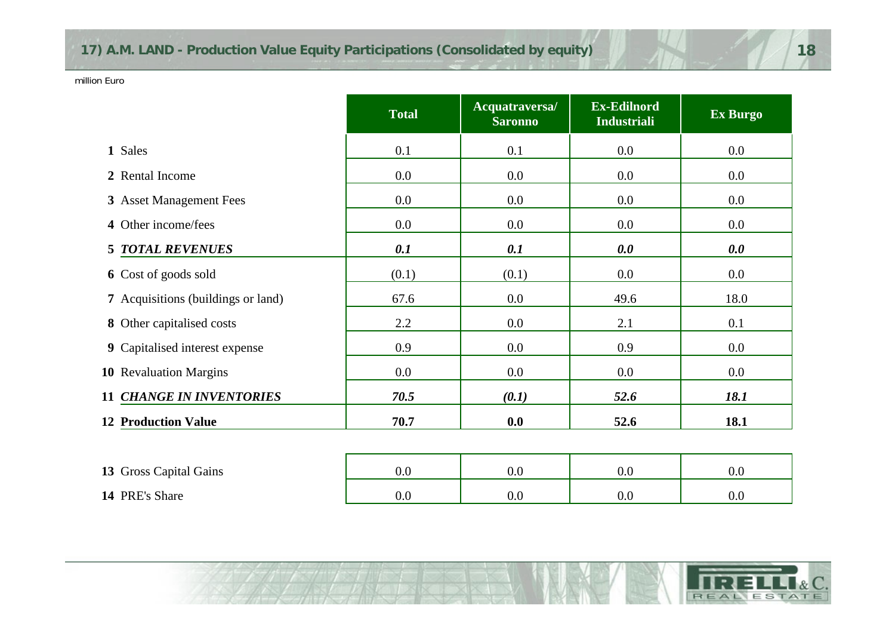## 17) A.M. LAND - Production Value Equity Participations (Consolidated by equity)

million Euro

| | Total | Acquatraversa/ Saronno | Ex-Edilnord Industriali | Ex Burgo |
|---|---|---|---|---|
| **1** Sales | 0.1 | 0.1 | 0.0 | 0.0 |
| **2** Rental Income | 0.0 | 0.0 | 0.0 | 0.0 |
| **3** Asset Management Fees | 0.0 | 0.0 | 0.0 | 0.0 |
| **4** Other income/fees | 0.0 | 0.0 | 0.0 | 0.0 |
| **5** ***TOTAL REVENUES*** | ***0.1*** | ***0.1*** | ***0.0*** | ***0.0*** |
| **6** Cost of goods sold | (0.1) | (0.1) | 0.0 | 0.0 |
| **7** Acquisitions (buildings or land) | 67.6 | 0.0 | 49.6 | 18.0 |
| **8** Other capitalised costs | 2.2 | 0.0 | 2.1 | 0.1 |
| **9** Capitalised interest expense | 0.9 | 0.0 | 0.9 | 0.0 |
| **10** Revaluation Margins | 0.0 | 0.0 | 0.0 | 0.0 |
| **11** ***CHANGE IN INVENTORIES*** | ***70.5*** | ***(0.1)*** | ***52.6*** | ***18.1*** |
| **12** **Production Value** | **70.7** | **0.0** | **52.6** | **18.1** |
| | | | | |
| **13** Gross Capital Gains | 0.0 | 0.0 | 0.0 | 0.0 |
| **14** PRE's Share | 0.0 | 0.0 | 0.0 | 0.0 |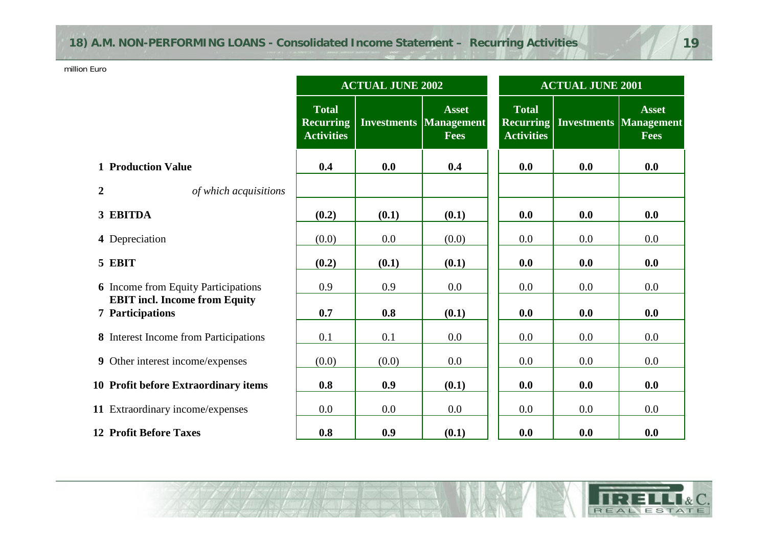## 18) A.M. NON-PERFORMING LOANS - Consolidated Income Statement – Recurring Activities

million Euro

| | | ACTUAL JUNE 2002 | | | ACTUAL JUNE 2001 | | |
|---|---|---|---|---|---|---|---|
| | | **Total Recurring Activities** | **Investments** | **Asset Management Fees** | **Total Recurring Activities** | **Investments** | **Asset Management Fees** |
| **1** | **Production Value** | **0.4** | **0.0** | **0.4** | **0.0** | **0.0** | **0.0** |
| **2** | *of which acquisitions* | | | | | | |
| **3** | **EBITDA** | **(0.2)** | **(0.1)** | **(0.1)** | **0.0** | **0.0** | **0.0** |
| **4** | Depreciation | (0.0) | 0.0 | (0.0) | 0.0 | 0.0 | 0.0 |
| **5** | **EBIT** | **(0.2)** | **(0.1)** | **(0.1)** | **0.0** | **0.0** | **0.0** |
| **6** | Income from Equity Participations | 0.9 | 0.9 | 0.0 | 0.0 | 0.0 | 0.0 |
| **7** | **EBIT incl. Income from Equity Participations** | **0.7** | **0.8** | **(0.1)** | **0.0** | **0.0** | **0.0** |
| **8** | Interest Income from Participations | 0.1 | 0.1 | 0.0 | 0.0 | 0.0 | 0.0 |
| **9** | Other interest income/expenses | (0.0) | (0.0) | 0.0 | 0.0 | 0.0 | 0.0 |
| **10** | **Profit before Extraordinary items** | **0.8** | **0.9** | **(0.1)** | **0.0** | **0.0** | **0.0** |
| **11** | Extraordinary income/expenses | 0.0 | 0.0 | 0.0 | 0.0 | 0.0 | 0.0 |
| **12** | **Profit Before Taxes** | **0.8** | **0.9** | **(0.1)** | **0.0** | **0.0** | **0.0** |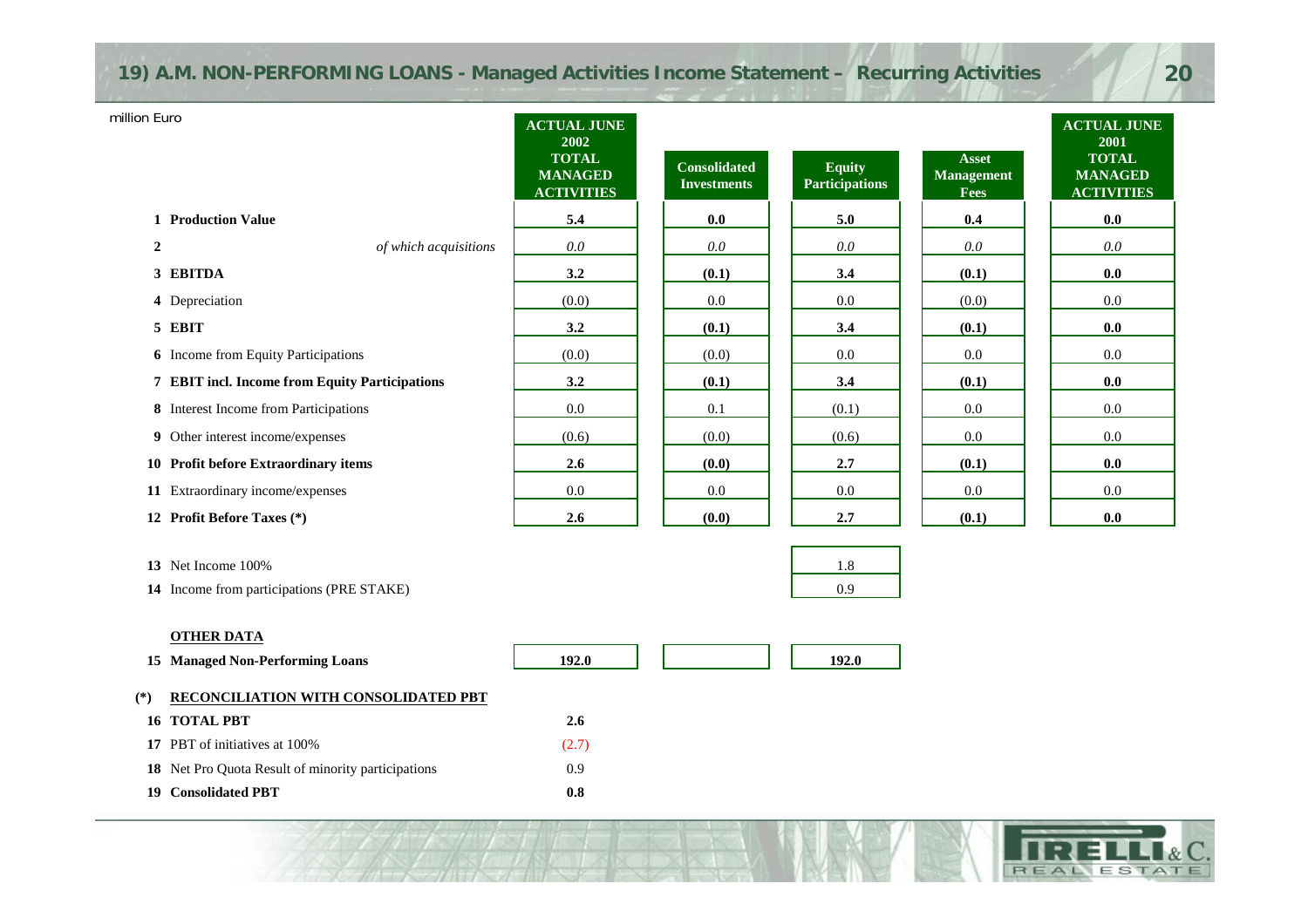# 19) A.M. NON-PERFORMING LOANS - Managed Activities Income Statement – Recurring Activities

million Euro

| | | ACTUAL JUNE 2002 TOTAL MANAGED ACTIVITIES | Consolidated Investments | Equity Participations | Asset Management Fees | ACTUAL JUNE 2001 TOTAL MANAGED ACTIVITIES |
|---|---|---|---|---|---|---|
| 1 | **Production Value** | **5.4** | **0.0** | **5.0** | **0.4** | **0.0** |
| 2 | *of which acquisitions* | *0.0* | *0.0* | *0.0* | *0.0* | *0.0* |
| 3 | **EBITDA** | **3.2** | **(0.1)** | **3.4** | **(0.1)** | **0.0** |
| 4 | Depreciation | (0.0) | 0.0 | 0.0 | (0.0) | 0.0 |
| 5 | **EBIT** | **3.2** | **(0.1)** | **3.4** | **(0.1)** | **0.0** |
| 6 | Income from Equity Participations | (0.0) | (0.0) | 0.0 | 0.0 | 0.0 |
| 7 | **EBIT incl. Income from Equity Participations** | **3.2** | **(0.1)** | **3.4** | **(0.1)** | **0.0** |
| 8 | Interest Income from Participations | 0.0 | 0.1 | (0.1) | 0.0 | 0.0 |
| 9 | Other interest income/expenses | (0.6) | (0.0) | (0.6) | 0.0 | 0.0 |
| 10 | **Profit before Extraordinary items** | **2.6** | **(0.0)** | **2.7** | **(0.1)** | **0.0** |
| 11 | Extraordinary income/expenses | 0.0 | 0.0 | 0.0 | 0.0 | 0.0 |
| 12 | **Profit Before Taxes (*)** | **2.6** | **(0.0)** | **2.7** | **(0.1)** | **0.0** |
| 13 | Net Income 100% | | | 1.8 | | |
| 14 | Income from participations (PRE STAKE) | | | 0.9 | | |
| | **OTHER DATA** | | | | | |
| 15 | **Managed Non-Performing Loans** | **192.0** | | **192.0** | | |

**(*) RECONCILIATION WITH CONSOLIDATED PBT**

| | | |
|---|---|---|
| 16 | **TOTAL PBT** | **2.6** |
| 17 | PBT of initiatives at 100% | (2.7) |
| 18 | Net Pro Quota Result of minority participations | 0.9 |
| 19 | **Consolidated PBT** | **0.8** |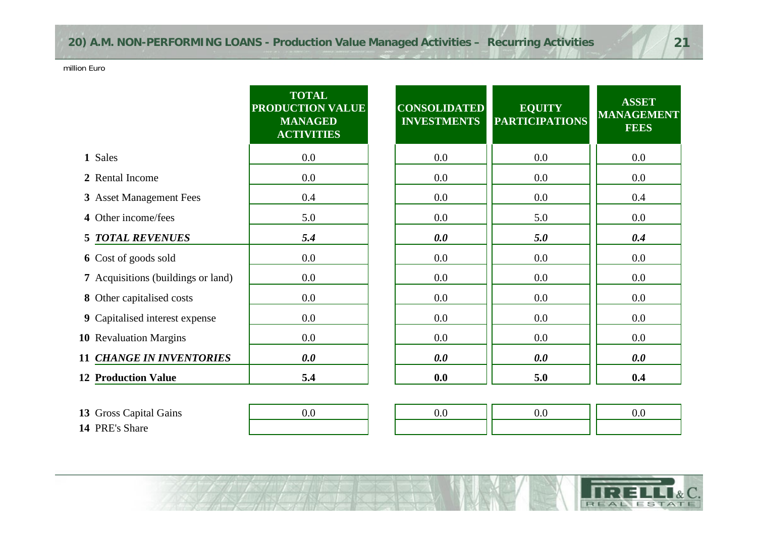# 20) A.M. NON-PERFORMING LOANS - Production Value Managed Activities – Recurring Activities

million Euro

| | TOTAL PRODUCTION VALUE MANAGED ACTIVITIES | CONSOLIDATED INVESTMENTS | EQUITY PARTICIPATIONS | ASSET MANAGEMENT FEES |
|---|---|---|---|---|
| **1** Sales | 0.0 | 0.0 | 0.0 | 0.0 |
| **2** Rental Income | 0.0 | 0.0 | 0.0 | 0.0 |
| **3** Asset Management Fees | 0.4 | 0.0 | 0.0 | 0.4 |
| **4** Other income/fees | 5.0 | 0.0 | 5.0 | 0.0 |
| **5** ***TOTAL REVENUES*** | ***5.4*** | ***0.0*** | ***5.0*** | ***0.4*** |
| **6** Cost of goods sold | 0.0 | 0.0 | 0.0 | 0.0 |
| **7** Acquisitions (buildings or land) | 0.0 | 0.0 | 0.0 | 0.0 |
| **8** Other capitalised costs | 0.0 | 0.0 | 0.0 | 0.0 |
| **9** Capitalised interest expense | 0.0 | 0.0 | 0.0 | 0.0 |
| **10** Revaluation Margins | 0.0 | 0.0 | 0.0 | 0.0 |
| **11** ***CHANGE IN INVENTORIES*** | ***0.0*** | ***0.0*** | ***0.0*** | ***0.0*** |
| **12 Production Value** | **5.4** | **0.0** | **5.0** | **0.4** |
| **13** Gross Capital Gains | 0.0 | 0.0 | 0.0 | 0.0 |
| **14** PRE's Share | | | | |